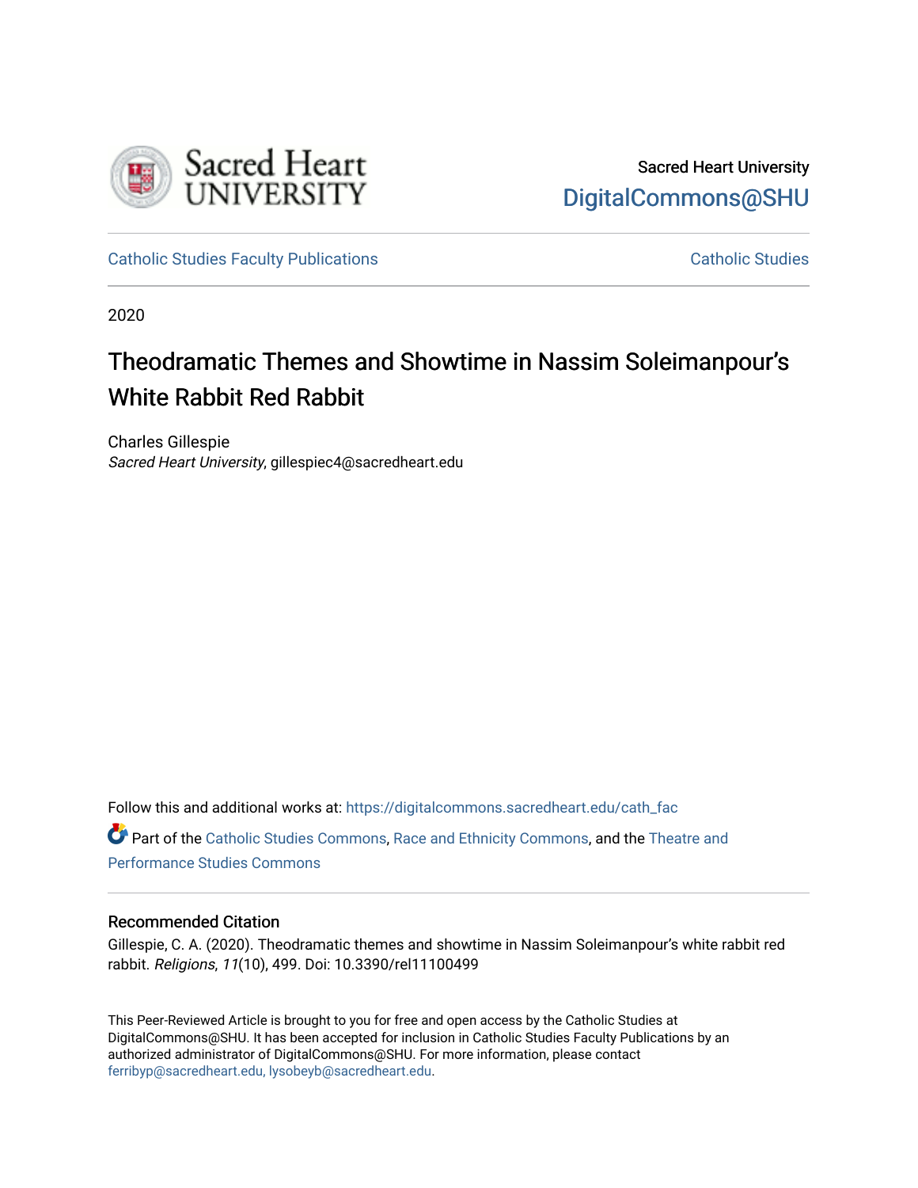Sacred Heart University
DigitalCommons@SHU

Catholic Studies Faculty Publications | Catholic Studies

2020

# Theodramatic Themes and Showtime in Nassim Soleimanpour's White Rabbit Red Rabbit

Charles Gillespie
*Sacred Heart University*, gillespiec4@sacredheart.edu

Follow this and additional works at: https://digitalcommons.sacredheart.edu/cath_fac

Part of the Catholic Studies Commons, Race and Ethnicity Commons, and the Theatre and Performance Studies Commons

## Recommended Citation

Gillespie, C. A. (2020). Theodramatic themes and showtime in Nassim Soleimanpour's white rabbit red rabbit. *Religions*, *11*(10), 499. Doi: 10.3390/rel11100499

This Peer-Reviewed Article is brought to you for free and open access by the Catholic Studies at DigitalCommons@SHU. It has been accepted for inclusion in Catholic Studies Faculty Publications by an authorized administrator of DigitalCommons@SHU. For more information, please contact ferribyp@sacredheart.edu, lysobeyb@sacredheart.edu.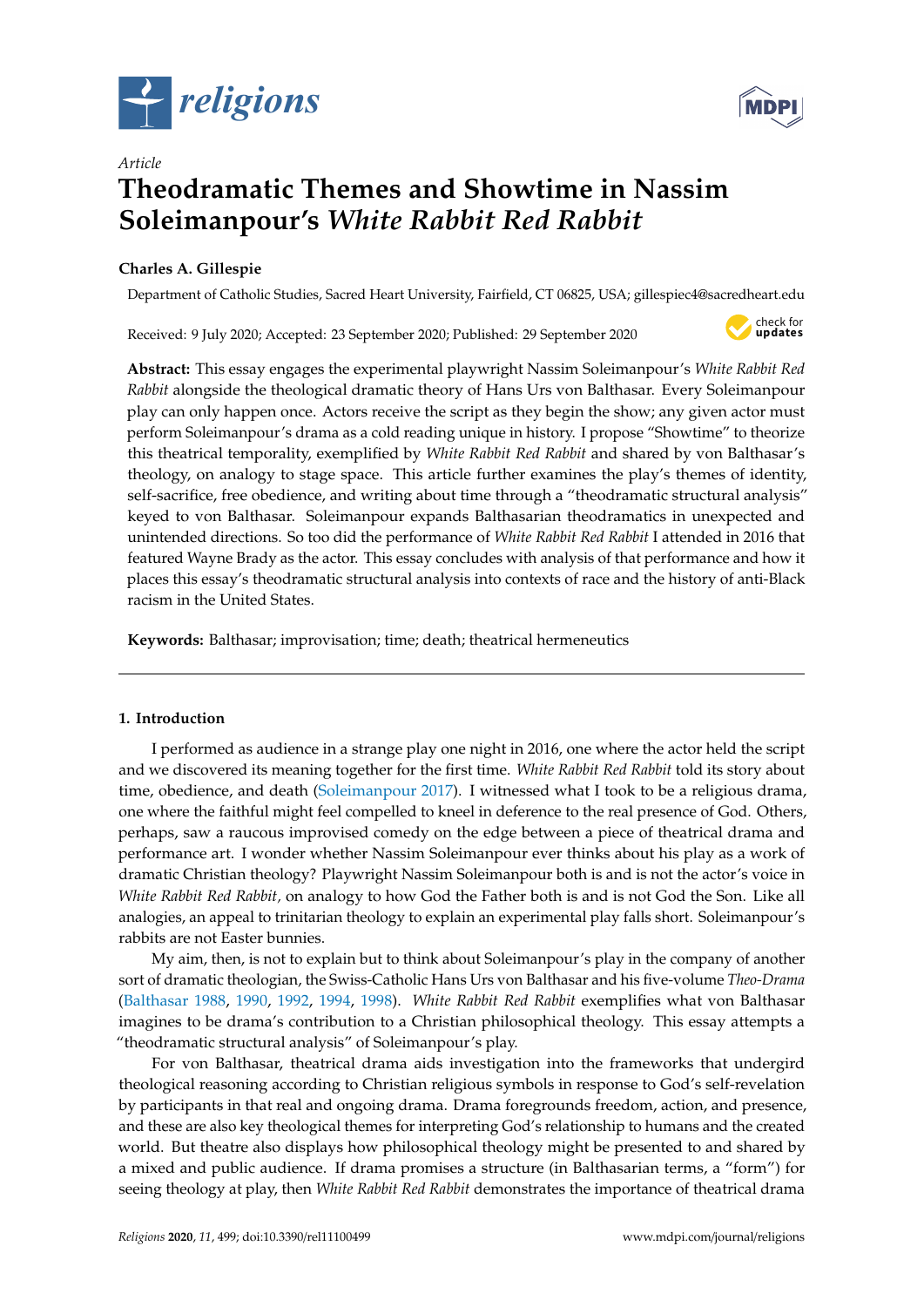Article

# Theodramatic Themes and Showtime in Nassim Soleimanpour's *White Rabbit Red Rabbit*

**Charles A. Gillespie**

Department of Catholic Studies, Sacred Heart University, Fairfield, CT 06825, USA; gillespiec4@sacredheart.edu

Received: 9 July 2020; Accepted: 23 September 2020; Published: 29 September 2020

**Abstract:** This essay engages the experimental playwright Nassim Soleimanpour's *White Rabbit Red Rabbit* alongside the theological dramatic theory of Hans Urs von Balthasar. Every Soleimanpour play can only happen once. Actors receive the script as they begin the show; any given actor must perform Soleimanpour's drama as a cold reading unique in history. I propose "Showtime" to theorize this theatrical temporality, exemplified by *White Rabbit Red Rabbit* and shared by von Balthasar's theology, on analogy to stage space. This article further examines the play's themes of identity, self-sacrifice, free obedience, and writing about time through a "theodramatic structural analysis" keyed to von Balthasar. Soleimanpour expands Balthasarian theodramatics in unexpected and unintended directions. So too did the performance of *White Rabbit Red Rabbit* I attended in 2016 that featured Wayne Brady as the actor. This essay concludes with analysis of that performance and how it places this essay's theodramatic structural analysis into contexts of race and the history of anti-Black racism in the United States.

**Keywords:** Balthasar; improvisation; time; death; theatrical hermeneutics

## 1. Introduction

I performed as audience in a strange play one night in 2016, one where the actor held the script and we discovered its meaning together for the first time. *White Rabbit Red Rabbit* told its story about time, obedience, and death (Soleimanpour 2017). I witnessed what I took to be a religious drama, one where the faithful might feel compelled to kneel in deference to the real presence of God. Others, perhaps, saw a raucous improvised comedy on the edge between a piece of theatrical drama and performance art. I wonder whether Nassim Soleimanpour ever thinks about his play as a work of dramatic Christian theology? Playwright Nassim Soleimanpour both is and is not the actor's voice in *White Rabbit Red Rabbit*, on analogy to how God the Father both is and is not God the Son. Like all analogies, an appeal to trinitarian theology to explain an experimental play falls short. Soleimanpour's rabbits are not Easter bunnies.

My aim, then, is not to explain but to think about Soleimanpour's play in the company of another sort of dramatic theologian, the Swiss-Catholic Hans Urs von Balthasar and his five-volume *Theo-Drama* (Balthasar 1988, 1990, 1992, 1994, 1998). *White Rabbit Red Rabbit* exemplifies what von Balthasar imagines to be drama's contribution to a Christian philosophical theology. This essay attempts a "theodramatic structural analysis" of Soleimanpour's play.

For von Balthasar, theatrical drama aids investigation into the frameworks that undergird theological reasoning according to Christian religious symbols in response to God's self-revelation by participants in that real and ongoing drama. Drama foregrounds freedom, action, and presence, and these are also key theological themes for interpreting God's relationship to humans and the created world. But theatre also displays how philosophical theology might be presented to and shared by a mixed and public audience. If drama promises a structure (in Balthasarian terms, a "form") for seeing theology at play, then *White Rabbit Red Rabbit* demonstrates the importance of theatrical drama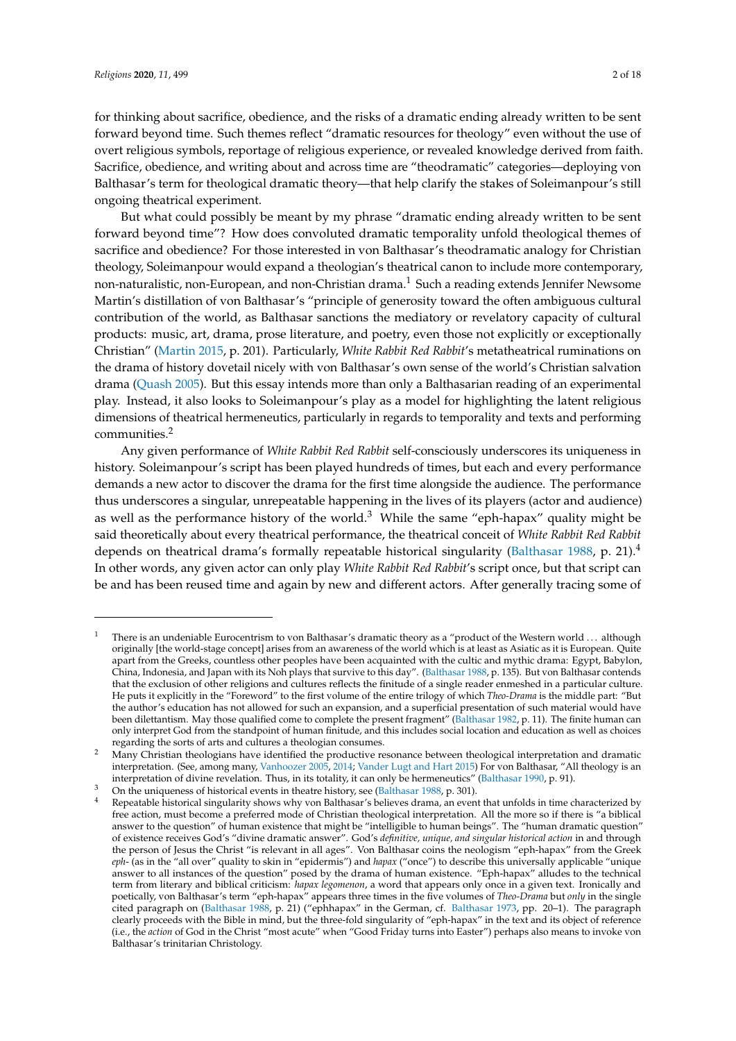for thinking about sacrifice, obedience, and the risks of a dramatic ending already written to be sent forward beyond time. Such themes reflect "dramatic resources for theology" even without the use of overt religious symbols, reportage of religious experience, or revealed knowledge derived from faith. Sacrifice, obedience, and writing about and across time are "theodramatic" categories—deploying von Balthasar's term for theological dramatic theory—that help clarify the stakes of Soleimanpour's still ongoing theatrical experiment.

But what could possibly be meant by my phrase "dramatic ending already written to be sent forward beyond time"? How does convoluted dramatic temporality unfold theological themes of sacrifice and obedience? For those interested in von Balthasar's theodramatic analogy for Christian theology, Soleimanpour would expand a theologian's theatrical canon to include more contemporary, non-naturalistic, non-European, and non-Christian drama.[1] Such a reading extends Jennifer Newsome Martin's distillation of von Balthasar's "principle of generosity toward the often ambiguous cultural contribution of the world, as Balthasar sanctions the mediatory or revelatory capacity of cultural products: music, art, drama, prose literature, and poetry, even those not explicitly or exceptionally Christian" (Martin 2015, p. 201). Particularly, *White Rabbit Red Rabbit*'s metatheatrical ruminations on the drama of history dovetail nicely with von Balthasar's own sense of the world's Christian salvation drama (Quash 2005). But this essay intends more than only a Balthasarian reading of an experimental play. Instead, it also looks to Soleimanpour's play as a model for highlighting the latent religious dimensions of theatrical hermeneutics, particularly in regards to temporality and texts and performing communities.[2]

Any given performance of *White Rabbit Red Rabbit* self-consciously underscores its uniqueness in history. Soleimanpour's script has been played hundreds of times, but each and every performance demands a new actor to discover the drama for the first time alongside the audience. The performance thus underscores a singular, unrepeatable happening in the lives of its players (actor and audience) as well as the performance history of the world.[3] While the same "eph-hapax" quality might be said theoretically about every theatrical performance, the theatrical conceit of *White Rabbit Red Rabbit* depends on theatrical drama's formally repeatable historical singularity (Balthasar 1988, p. 21).[4] In other words, any given actor can only play *White Rabbit Red Rabbit*'s script once, but that script can be and has been reused time and again by new and different actors. After generally tracing some of

---

[1] There is an undeniable Eurocentrism to von Balthasar's dramatic theory as a "product of the Western world ... although originally [the world-stage concept] arises from an awareness of the world which is at least as Asiatic as it is European. Quite apart from the Greeks, countless other peoples have been acquainted with the cultic and mythic drama: Egypt, Babylon, China, Indonesia, and Japan with its Noh plays that survive to this day". (Balthasar 1988, p. 135). But von Balthasar contends that the exclusion of other religions and cultures reflects the finitude of a single reader enmeshed in a particular culture. He puts it explicitly in the "Foreword" to the first volume of the entire trilogy of which *Theo-Drama* is the middle part: "But the author's education has not allowed for such an expansion, and a superficial presentation of such material would have been dilettantism. May those qualified come to complete the present fragment" (Balthasar 1982, p. 11). The finite human can only interpret God from the standpoint of human finitude, and this includes social location and education as well as choices regarding the sorts of arts and cultures a theologian consumes.

[2] Many Christian theologians have identified the productive resonance between theological interpretation and dramatic interpretation. (See, among many, Vanhoozer 2005, 2014; Vander Lugt and Hart 2015) For von Balthasar, "All theology is an interpretation of divine revelation. Thus, in its totality, it can only be hermeneutics" (Balthasar 1990, p. 91).

[3] On the uniqueness of historical events in theatre history, see (Balthasar 1988, p. 301).

[4] Repeatable historical singularity shows why von Balthasar's believes drama, an event that unfolds in time characterized by free action, must become a preferred mode of Christian theological interpretation. All the more so if there is "a biblical answer to the question" of human existence that might be "intelligible to human beings". The "human dramatic question" of existence receives God's "divine dramatic answer". God's *definitive, unique, and singular historical action* in and through the person of Jesus the Christ "is relevant in all ages". Von Balthasar coins the neologism "eph-hapax" from the Greek *eph-* (as in the "all over" quality to skin in "epidermis") and *hapax* ("once") to describe this universally applicable "unique answer to all instances of the question" posed by the drama of human existence. "Eph-hapax" alludes to the technical term from literary and biblical criticism: *hapax legomenon*, a word that appears only once in a given text. Ironically and poetically, von Balthasar's term "eph-hapax" appears three times in the five volumes of *Theo-Drama* but *only* in the single cited paragraph on (Balthasar 1988, p. 21) ("ephhapax" in the German, cf. Balthasar 1973, pp. 20–1). The paragraph clearly proceeds with the Bible in mind, but the three-fold singularity of "eph-hapax" in the text and its object of reference (i.e., the *action* of God in the Christ "most acute" when "Good Friday turns into Easter") perhaps also means to invoke von Balthasar's trinitarian Christology.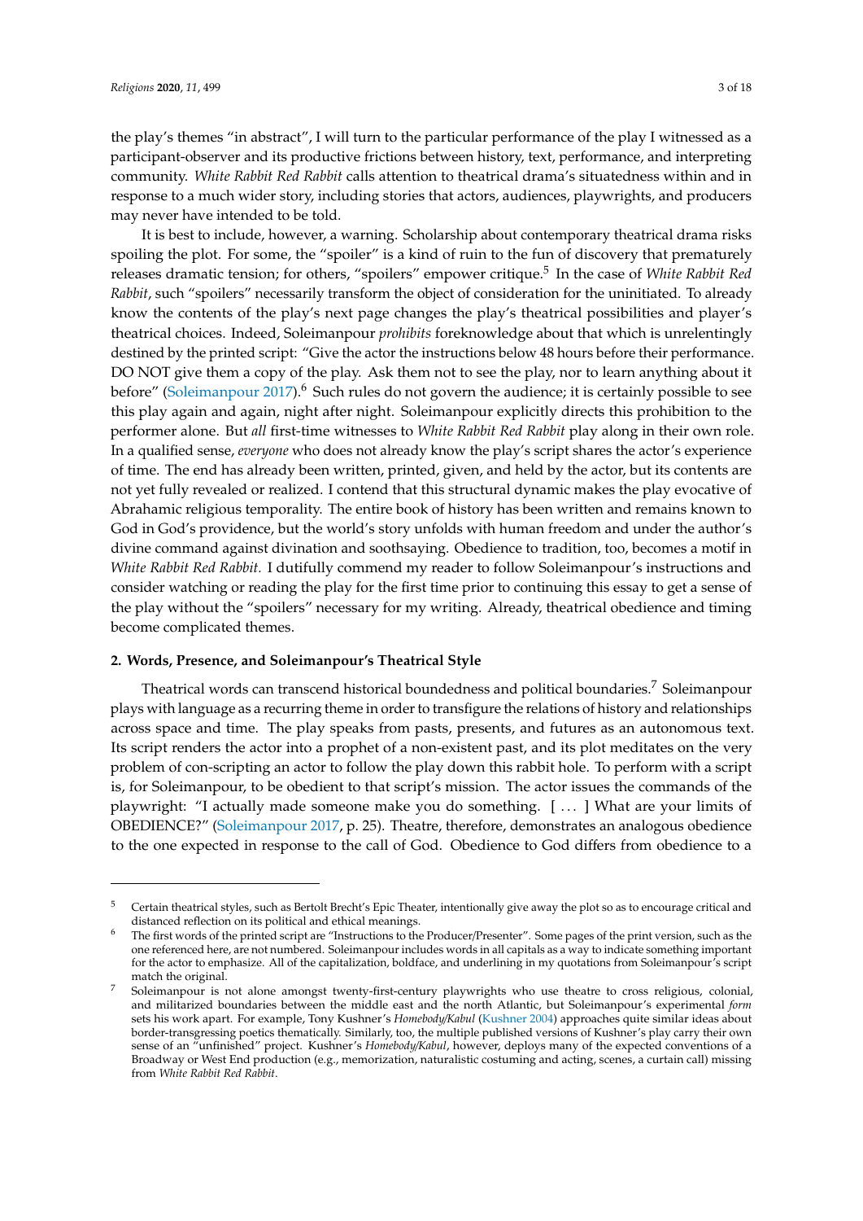the play's themes "in abstract", I will turn to the particular performance of the play I witnessed as a participant-observer and its productive frictions between history, text, performance, and interpreting community. *White Rabbit Red Rabbit* calls attention to theatrical drama's situatedness within and in response to a much wider story, including stories that actors, audiences, playwrights, and producers may never have intended to be told.

It is best to include, however, a warning. Scholarship about contemporary theatrical drama risks spoiling the plot. For some, the "spoiler" is a kind of ruin to the fun of discovery that prematurely releases dramatic tension; for others, "spoilers" empower critique.[5] In the case of *White Rabbit Red Rabbit*, such "spoilers" necessarily transform the object of consideration for the uninitiated. To already know the contents of the play's next page changes the play's theatrical possibilities and player's theatrical choices. Indeed, Soleimanpour *prohibits* foreknowledge about that which is unrelentingly destined by the printed script: "Give the actor the instructions below 48 hours before their performance. DO NOT give them a copy of the play. Ask them not to see the play, nor to learn anything about it before" (Soleimanpour 2017).[6] Such rules do not govern the audience; it is certainly possible to see this play again and again, night after night. Soleimanpour explicitly directs this prohibition to the performer alone. But *all* first-time witnesses to *White Rabbit Red Rabbit* play along in their own role. In a qualified sense, *everyone* who does not already know the play's script shares the actor's experience of time. The end has already been written, printed, given, and held by the actor, but its contents are not yet fully revealed or realized. I contend that this structural dynamic makes the play evocative of Abrahamic religious temporality. The entire book of history has been written and remains known to God in God's providence, but the world's story unfolds with human freedom and under the author's divine command against divination and soothsaying. Obedience to tradition, too, becomes a motif in *White Rabbit Red Rabbit.* I dutifully commend my reader to follow Soleimanpour's instructions and consider watching or reading the play for the first time prior to continuing this essay to get a sense of the play without the "spoilers" necessary for my writing. Already, theatrical obedience and timing become complicated themes.

## 2. Words, Presence, and Soleimanpour's Theatrical Style

Theatrical words can transcend historical boundedness and political boundaries.[7] Soleimanpour plays with language as a recurring theme in order to transfigure the relations of history and relationships across space and time. The play speaks from pasts, presents, and futures as an autonomous text. Its script renders the actor into a prophet of a non-existent past, and its plot meditates on the very problem of con-scripting an actor to follow the play down this rabbit hole. To perform with a script is, for Soleimanpour, to be obedient to that script's mission. The actor issues the commands of the playwright: "I actually made someone make you do something. [ ... ] What are your limits of OBEDIENCE?" (Soleimanpour 2017, p. 25). Theatre, therefore, demonstrates an analogous obedience to the one expected in response to the call of God. Obedience to God differs from obedience to a

---

[5] Certain theatrical styles, such as Bertolt Brecht's Epic Theater, intentionally give away the plot so as to encourage critical and distanced reflection on its political and ethical meanings.

[6] The first words of the printed script are "Instructions to the Producer/Presenter". Some pages of the print version, such as the one referenced here, are not numbered. Soleimanpour includes words in all capitals as a way to indicate something important for the actor to emphasize. All of the capitalization, boldface, and underlining in my quotations from Soleimanpour's script match the original.

[7] Soleimanpour is not alone amongst twenty-first-century playwrights who use theatre to cross religious, colonial, and militarized boundaries between the middle east and the north Atlantic, but Soleimanpour's experimental *form* sets his work apart. For example, Tony Kushner's *Homebody/Kabul* (Kushner 2004) approaches quite similar ideas about border-transgressing poetics thematically. Similarly, too, the multiple published versions of Kushner's play carry their own sense of an "unfinished" project. Kushner's *Homebody/Kabul*, however, deploys many of the expected conventions of a Broadway or West End production (e.g., memorization, naturalistic costuming and acting, scenes, a curtain call) missing from *White Rabbit Red Rabbit*.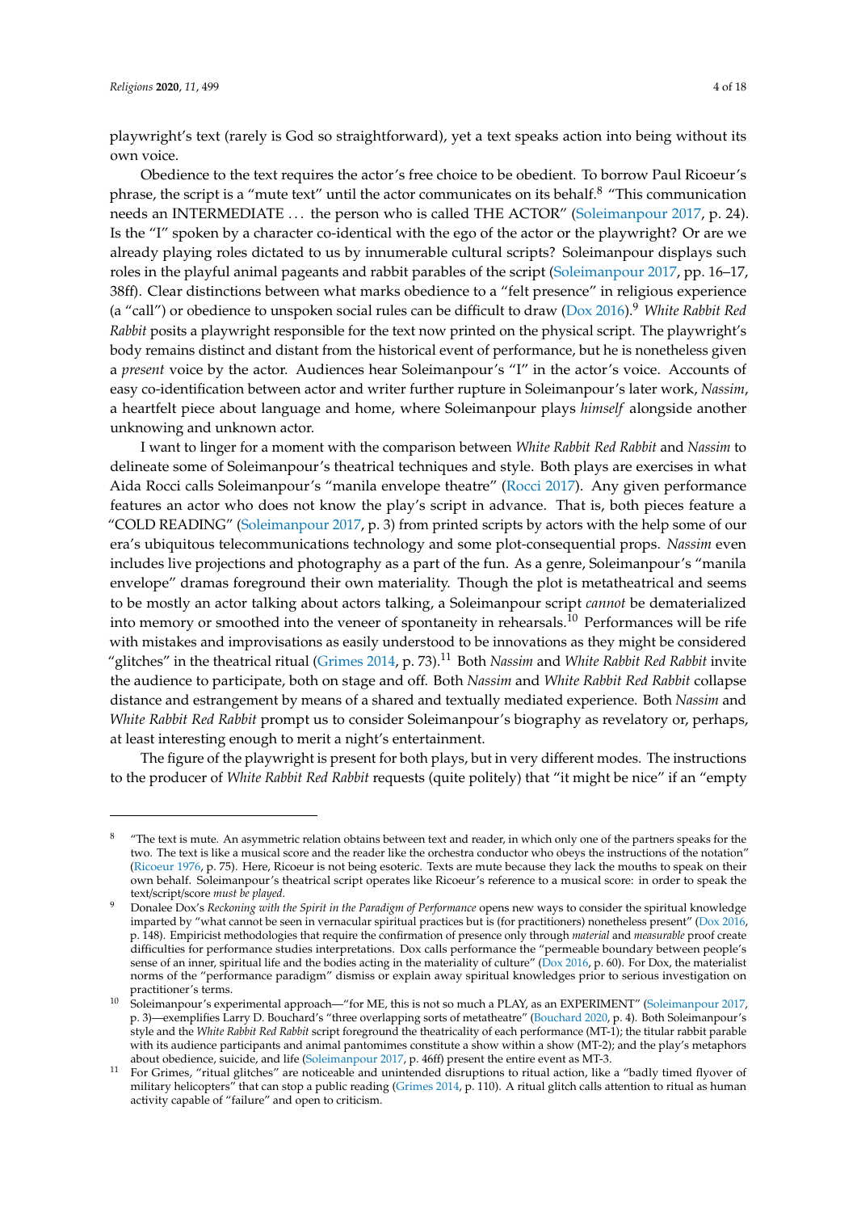playwright's text (rarely is God so straightforward), yet a text speaks action into being without its own voice.

Obedience to the text requires the actor's free choice to be obedient. To borrow Paul Ricoeur's phrase, the script is a "mute text" until the actor communicates on its behalf.[8] "This communication needs an INTERMEDIATE ... the person who is called THE ACTOR" (Soleimanpour 2017, p. 24). Is the "I" spoken by a character co-identical with the ego of the actor or the playwright? Or are we already playing roles dictated to us by innumerable cultural scripts? Soleimanpour displays such roles in the playful animal pageants and rabbit parables of the script (Soleimanpour 2017, pp. 16–17, 38ff). Clear distinctions between what marks obedience to a "felt presence" in religious experience (a "call") or obedience to unspoken social rules can be difficult to draw (Dox 2016).[9] *White Rabbit Red Rabbit* posits a playwright responsible for the text now printed on the physical script. The playwright's body remains distinct and distant from the historical event of performance, but he is nonetheless given a *present* voice by the actor. Audiences hear Soleimanpour's "I" in the actor's voice. Accounts of easy co-identification between actor and writer further rupture in Soleimanpour's later work, *Nassim*, a heartfelt piece about language and home, where Soleimanpour plays *himself* alongside another unknowing and unknown actor.

I want to linger for a moment with the comparison between *White Rabbit Red Rabbit* and *Nassim* to delineate some of Soleimanpour's theatrical techniques and style. Both plays are exercises in what Aida Rocci calls Soleimanpour's "manila envelope theatre" (Rocci 2017). Any given performance features an actor who does not know the play's script in advance. That is, both pieces feature a "COLD READING" (Soleimanpour 2017, p. 3) from printed scripts by actors with the help some of our era's ubiquitous telecommunications technology and some plot-consequential props. *Nassim* even includes live projections and photography as a part of the fun. As a genre, Soleimanpour's "manila envelope" dramas foreground their own materiality. Though the plot is metatheatrical and seems to be mostly an actor talking about actors talking, a Soleimanpour script *cannot* be dematerialized into memory or smoothed into the veneer of spontaneity in rehearsals.[10] Performances will be rife with mistakes and improvisations as easily understood to be innovations as they might be considered "glitches" in the theatrical ritual (Grimes 2014, p. 73).[11] Both *Nassim* and *White Rabbit Red Rabbit* invite the audience to participate, both on stage and off. Both *Nassim* and *White Rabbit Red Rabbit* collapse distance and estrangement by means of a shared and textually mediated experience. Both *Nassim* and *White Rabbit Red Rabbit* prompt us to consider Soleimanpour's biography as revelatory or, perhaps, at least interesting enough to merit a night's entertainment.

The figure of the playwright is present for both plays, but in very different modes. The instructions to the producer of *White Rabbit Red Rabbit* requests (quite politely) that "it might be nice" if an "empty

---

[8] "The text is mute. An asymmetric relation obtains between text and reader, in which only one of the partners speaks for the two. The text is like a musical score and the reader like the orchestra conductor who obeys the instructions of the notation" (Ricoeur 1976, p. 75). Here, Ricoeur is not being esoteric. Texts are mute because they lack the mouths to speak on their own behalf. Soleimanpour's theatrical script operates like Ricoeur's reference to a musical score: in order to speak the text/script/score *must be played*.

[9] Donalee Dox's *Reckoning with the Spirit in the Paradigm of Performance* opens new ways to consider the spiritual knowledge imparted by "what cannot be seen in vernacular spiritual practices but is (for practitioners) nonetheless present" (Dox 2016, p. 148). Empiricist methodologies that require the confirmation of presence only through *material* and *measurable* proof create difficulties for performance studies interpretations. Dox calls performance the "permeable boundary between people's sense of an inner, spiritual life and the bodies acting in the materiality of culture" (Dox 2016, p. 60). For Dox, the materialist norms of the "performance paradigm" dismiss or explain away spiritual knowledges prior to serious investigation on practitioner's terms.

[10] Soleimanpour's experimental approach—"for ME, this is not so much a PLAY, as an EXPERIMENT" (Soleimanpour 2017, p. 3)—exemplifies Larry D. Bouchard's "three overlapping sorts of metatheatre" (Bouchard 2020, p. 4). Both Soleimanpour's style and the *White Rabbit Red Rabbit* script foreground the theatricality of each performance (MT-1); the titular rabbit parable with its audience participants and animal pantomimes constitute a show within a show (MT-2); and the play's metaphors about obedience, suicide, and life (Soleimanpour 2017, p. 46ff) present the entire event as MT-3.

[11] For Grimes, "ritual glitches" are noticeable and unintended disruptions to ritual action, like a "badly timed flyover of military helicopters" that can stop a public reading (Grimes 2014, p. 110). A ritual glitch calls attention to ritual as human activity capable of "failure" and open to criticism.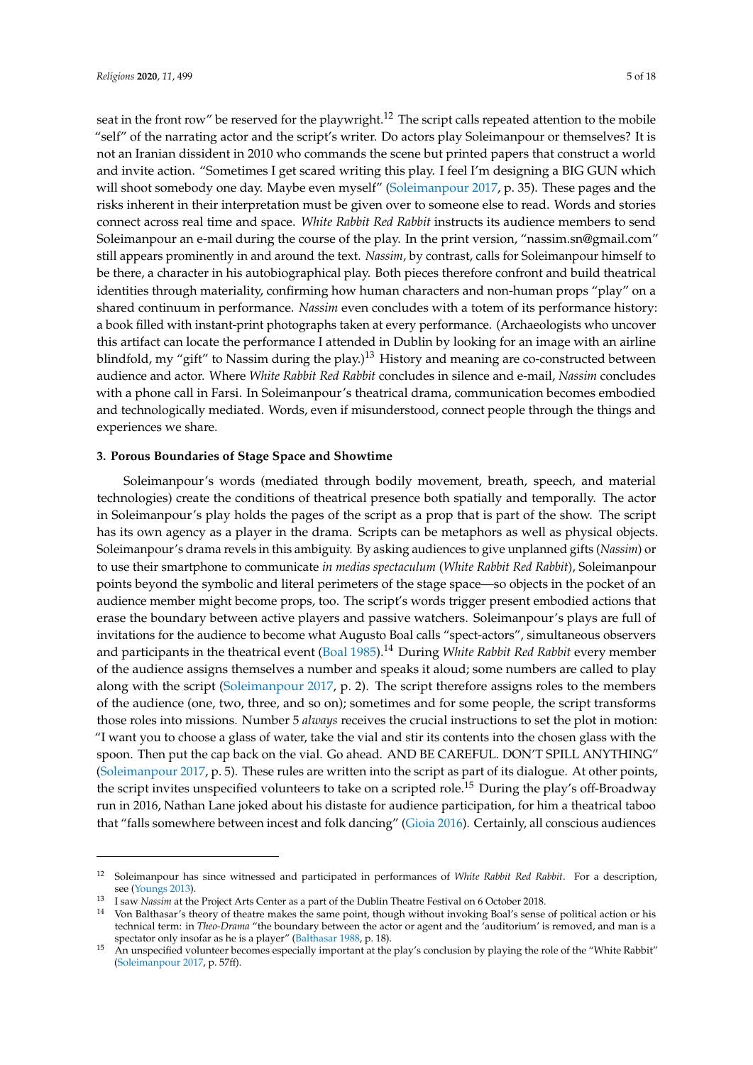seat in the front row" be reserved for the playwright.[12] The script calls repeated attention to the mobile "self" of the narrating actor and the script's writer. Do actors play Soleimanpour or themselves? It is not an Iranian dissident in 2010 who commands the scene but printed papers that construct a world and invite action. "Sometimes I get scared writing this play. I feel I'm designing a BIG GUN which will shoot somebody one day. Maybe even myself" (Soleimanpour 2017, p. 35). These pages and the risks inherent in their interpretation must be given over to someone else to read. Words and stories connect across real time and space. *White Rabbit Red Rabbit* instructs its audience members to send Soleimanpour an e-mail during the course of the play. In the print version, "nassim.sn@gmail.com" still appears prominently in and around the text. *Nassim*, by contrast, calls for Soleimanpour himself to be there, a character in his autobiographical play. Both pieces therefore confront and build theatrical identities through materiality, confirming how human characters and non-human props "play" on a shared continuum in performance. *Nassim* even concludes with a totem of its performance history: a book filled with instant-print photographs taken at every performance. (Archaeologists who uncover this artifact can locate the performance I attended in Dublin by looking for an image with an airline blindfold, my "gift" to Nassim during the play.)[13] History and meaning are co-constructed between audience and actor. Where *White Rabbit Red Rabbit* concludes in silence and e-mail, *Nassim* concludes with a phone call in Farsi. In Soleimanpour's theatrical drama, communication becomes embodied and technologically mediated. Words, even if misunderstood, connect people through the things and experiences we share.

### 3. Porous Boundaries of Stage Space and Showtime

Soleimanpour's words (mediated through bodily movement, breath, speech, and material technologies) create the conditions of theatrical presence both spatially and temporally. The actor in Soleimanpour's play holds the pages of the script as a prop that is part of the show. The script has its own agency as a player in the drama. Scripts can be metaphors as well as physical objects. Soleimanpour's drama revels in this ambiguity. By asking audiences to give unplanned gifts (*Nassim*) or to use their smartphone to communicate *in medias spectaculum* (*White Rabbit Red Rabbit*), Soleimanpour points beyond the symbolic and literal perimeters of the stage space—so objects in the pocket of an audience member might become props, too. The script's words trigger present embodied actions that erase the boundary between active players and passive watchers. Soleimanpour's plays are full of invitations for the audience to become what Augusto Boal calls "spect-actors", simultaneous observers and participants in the theatrical event (Boal 1985).[14] During *White Rabbit Red Rabbit* every member of the audience assigns themselves a number and speaks it aloud; some numbers are called to play along with the script (Soleimanpour 2017, p. 2). The script therefore assigns roles to the members of the audience (one, two, three, and so on); sometimes and for some people, the script transforms those roles into missions. Number 5 *always* receives the crucial instructions to set the plot in motion: "I want you to choose a glass of water, take the vial and stir its contents into the chosen glass with the spoon. Then put the cap back on the vial. Go ahead. AND BE CAREFUL. DON'T SPILL ANYTHING" (Soleimanpour 2017, p. 5). These rules are written into the script as part of its dialogue. At other points, the script invites unspecified volunteers to take on a scripted role.[15] During the play's off-Broadway run in 2016, Nathan Lane joked about his distaste for audience participation, for him a theatrical taboo that "falls somewhere between incest and folk dancing" (Gioia 2016). Certainly, all conscious audiences

---

[12] Soleimanpour has since witnessed and participated in performances of *White Rabbit Red Rabbit*. For a description, see (Youngs 2013).

[13] I saw *Nassim* at the Project Arts Center as a part of the Dublin Theatre Festival on 6 October 2018.

[14] Von Balthasar's theory of theatre makes the same point, though without invoking Boal's sense of political action or his technical term: in *Theo-Drama* "the boundary between the actor or agent and the 'auditorium' is removed, and man is a spectator only insofar as he is a player" (Balthasar 1988, p. 18).

[15] An unspecified volunteer becomes especially important at the play's conclusion by playing the role of the "White Rabbit" (Soleimanpour 2017, p. 57ff).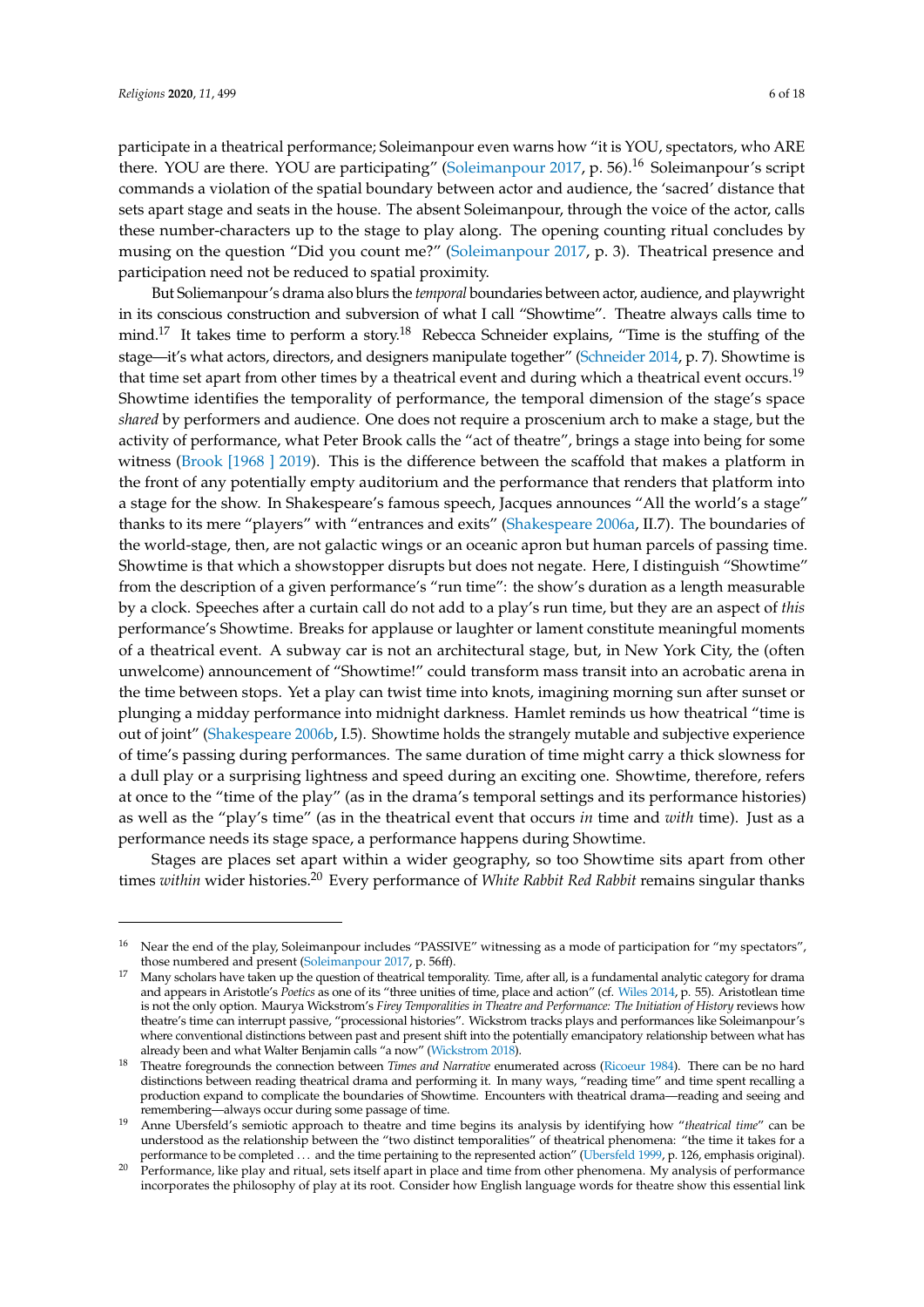participate in a theatrical performance; Soleimanpour even warns how "it is YOU, spectators, who ARE there. YOU are there. YOU are participating" (Soleimanpour 2017, p. 56).[16] Soleimanpour's script commands a violation of the spatial boundary between actor and audience, the 'sacred' distance that sets apart stage and seats in the house. The absent Soleimanpour, through the voice of the actor, calls these number-characters up to the stage to play along. The opening counting ritual concludes by musing on the question "Did you count me?" (Soleimanpour 2017, p. 3). Theatrical presence and participation need not be reduced to spatial proximity.

But Soliemanpour's drama also blurs the *temporal* boundaries between actor, audience, and playwright in its conscious construction and subversion of what I call "Showtime". Theatre always calls time to mind.[17] It takes time to perform a story.[18] Rebecca Schneider explains, "Time is the stuffing of the stage—it's what actors, directors, and designers manipulate together" (Schneider 2014, p. 7). Showtime is that time set apart from other times by a theatrical event and during which a theatrical event occurs.[19] Showtime identifies the temporality of performance, the temporal dimension of the stage's space *shared* by performers and audience. One does not require a proscenium arch to make a stage, but the activity of performance, what Peter Brook calls the "act of theatre", brings a stage into being for some witness (Brook [1968 ] 2019). This is the difference between the scaffold that makes a platform in the front of any potentially empty auditorium and the performance that renders that platform into a stage for the show. In Shakespeare's famous speech, Jacques announces "All the world's a stage" thanks to its mere "players" with "entrances and exits" (Shakespeare 2006a, II.7). The boundaries of the world-stage, then, are not galactic wings or an oceanic apron but human parcels of passing time. Showtime is that which a showstopper disrupts but does not negate. Here, I distinguish "Showtime" from the description of a given performance's "run time": the show's duration as a length measurable by a clock. Speeches after a curtain call do not add to a play's run time, but they are an aspect of *this* performance's Showtime. Breaks for applause or laughter or lament constitute meaningful moments of a theatrical event. A subway car is not an architectural stage, but, in New York City, the (often unwelcome) announcement of "Showtime!" could transform mass transit into an acrobatic arena in the time between stops. Yet a play can twist time into knots, imagining morning sun after sunset or plunging a midday performance into midnight darkness. Hamlet reminds us how theatrical "time is out of joint" (Shakespeare 2006b, I.5). Showtime holds the strangely mutable and subjective experience of time's passing during performances. The same duration of time might carry a thick slowness for a dull play or a surprising lightness and speed during an exciting one. Showtime, therefore, refers at once to the "time of the play" (as in the drama's temporal settings and its performance histories) as well as the "play's time" (as in the theatrical event that occurs *in* time and *with* time). Just as a performance needs its stage space, a performance happens during Showtime.

Stages are places set apart within a wider geography, so too Showtime sits apart from other times *within* wider histories.[20] Every performance of *White Rabbit Red Rabbit* remains singular thanks

---

[16] Near the end of the play, Soleimanpour includes "PASSIVE" witnessing as a mode of participation for "my spectators", those numbered and present (Soleimanpour 2017, p. 56ff).

[17] Many scholars have taken up the question of theatrical temporality. Time, after all, is a fundamental analytic category for drama and appears in Aristotle's *Poetics* as one of its "three unities of time, place and action" (cf. Wiles 2014, p. 55). Aristotlean time is not the only option. Maurya Wickstrom's *Firey Temporalities in Theatre and Performance: The Initiation of History* reviews how theatre's time can interrupt passive, "processional histories". Wickstrom tracks plays and performances like Soleimanpour's where conventional distinctions between past and present shift into the potentially emancipatory relationship between what has already been and what Walter Benjamin calls "a now" (Wickstrom 2018).

[18] Theatre foregrounds the connection between *Times and Narrative* enumerated across (Ricoeur 1984). There can be no hard distinctions between reading theatrical drama and performing it. In many ways, "reading time" and time spent recalling a production expand to complicate the boundaries of Showtime. Encounters with theatrical drama—reading and seeing and remembering—always occur during some passage of time.

[19] Anne Ubersfeld's semiotic approach to theatre and time begins its analysis by identifying how "*theatrical time*" can be understood as the relationship between the "two distinct temporalities" of theatrical phenomena: "the time it takes for a performance to be completed ... and the time pertaining to the represented action" (Ubersfeld 1999, p. 126, emphasis original).

[20] Performance, like play and ritual, sets itself apart in place and time from other phenomena. My analysis of performance incorporates the philosophy of play at its root. Consider how English language words for theatre show this essential link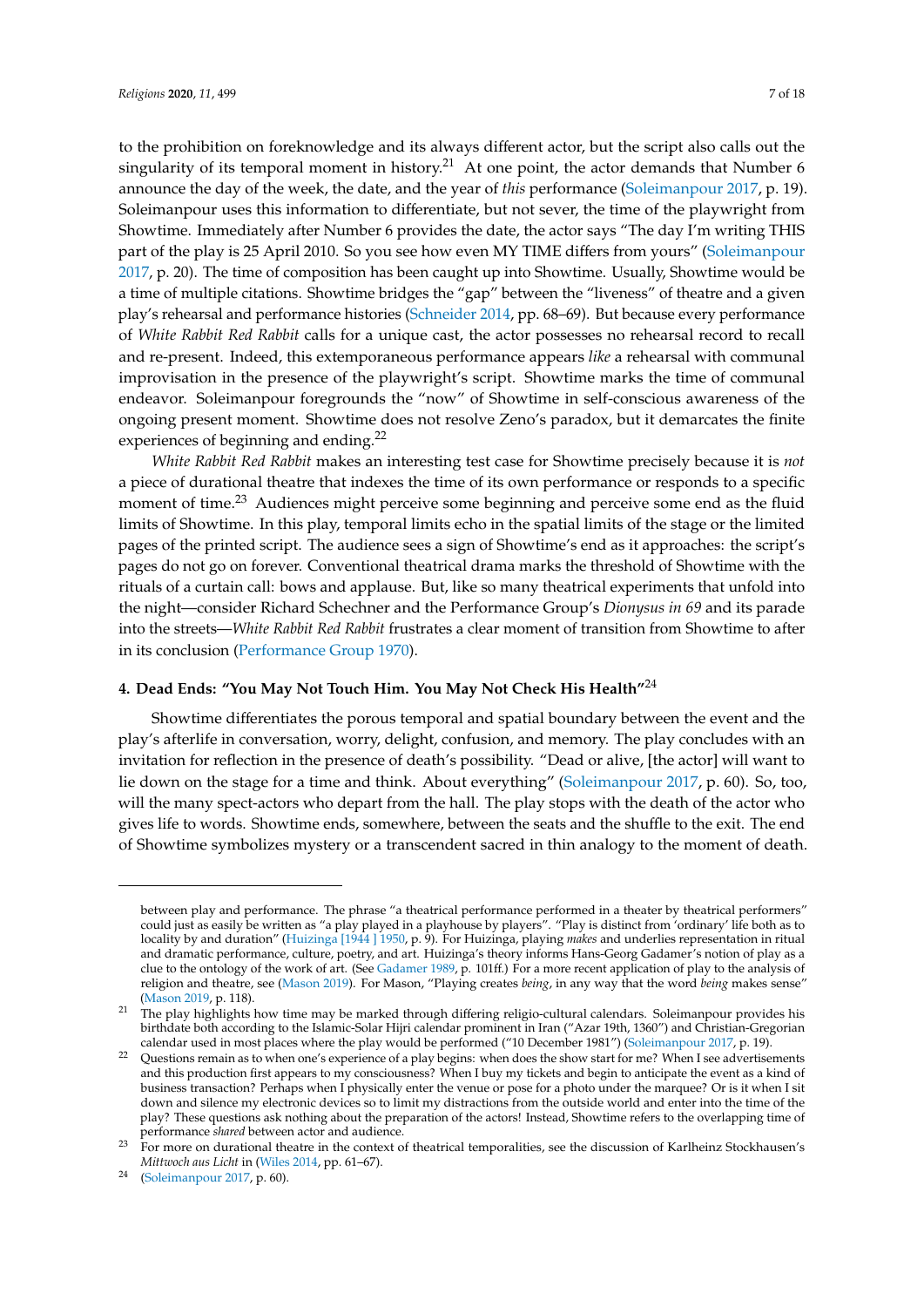to the prohibition on foreknowledge and its always different actor, but the script also calls out the singularity of its temporal moment in history.[21] At one point, the actor demands that Number 6 announce the day of the week, the date, and the year of *this* performance (Soleimanpour 2017, p. 19). Soleimanpour uses this information to differentiate, but not sever, the time of the playwright from Showtime. Immediately after Number 6 provides the date, the actor says "The day I'm writing THIS part of the play is 25 April 2010. So you see how even MY TIME differs from yours" (Soleimanpour 2017, p. 20). The time of composition has been caught up into Showtime. Usually, Showtime would be a time of multiple citations. Showtime bridges the "gap" between the "liveness" of theatre and a given play's rehearsal and performance histories (Schneider 2014, pp. 68–69). But because every performance of *White Rabbit Red Rabbit* calls for a unique cast, the actor possesses no rehearsal record to recall and re-present. Indeed, this extemporaneous performance appears *like* a rehearsal with communal improvisation in the presence of the playwright's script. Showtime marks the time of communal endeavor. Soleimanpour foregrounds the "now" of Showtime in self-conscious awareness of the ongoing present moment. Showtime does not resolve Zeno's paradox, but it demarcates the finite experiences of beginning and ending.[22]

*White Rabbit Red Rabbit* makes an interesting test case for Showtime precisely because it is *not* a piece of durational theatre that indexes the time of its own performance or responds to a specific moment of time.[23] Audiences might perceive some beginning and perceive some end as the fluid limits of Showtime. In this play, temporal limits echo in the spatial limits of the stage or the limited pages of the printed script. The audience sees a sign of Showtime's end as it approaches: the script's pages do not go on forever. Conventional theatrical drama marks the threshold of Showtime with the rituals of a curtain call: bows and applause. But, like so many theatrical experiments that unfold into the night—consider Richard Schechner and the Performance Group's *Dionysus in 69* and its parade into the streets—*White Rabbit Red Rabbit* frustrates a clear moment of transition from Showtime to after in its conclusion (Performance Group 1970).

## 4. Dead Ends: "You May Not Touch Him. You May Not Check His Health"[24]

Showtime differentiates the porous temporal and spatial boundary between the event and the play's afterlife in conversation, worry, delight, confusion, and memory. The play concludes with an invitation for reflection in the presence of death's possibility. "Dead or alive, [the actor] will want to lie down on the stage for a time and think. About everything" (Soleimanpour 2017, p. 60). So, too, will the many spect-actors who depart from the hall. The play stops with the death of the actor who gives life to words. Showtime ends, somewhere, between the seats and the shuffle to the exit. The end of Showtime symbolizes mystery or a transcendent sacred in thin analogy to the moment of death.

---

between play and performance. The phrase "a theatrical performance performed in a theater by theatrical performers" could just as easily be written as "a play played in a playhouse by players". "Play is distinct from 'ordinary' life both as to locality by and duration" (Huizinga [1944] 1950, p. 9). For Huizinga, playing *makes* and underlies representation in ritual and dramatic performance, culture, poetry, and art. Huizinga's theory informs Hans-Georg Gadamer's notion of play as a clue to the ontology of the work of art. (See Gadamer 1989, p. 101ff.) For a more recent application of play to the analysis of religion and theatre, see (Mason 2019). For Mason, "Playing creates *being*, in any way that the word *being* makes sense" (Mason 2019, p. 118).

[21] The play highlights how time may be marked through differing religio-cultural calendars. Soleimanpour provides his birthdate both according to the Islamic-Solar Hijri calendar prominent in Iran ("Azar 19th, 1360") and Christian-Gregorian calendar used in most places where the play would be performed ("10 December 1981") (Soleimanpour 2017, p. 19).

[22] Questions remain as to when one's experience of a play begins: when does the show start for me? When I see advertisements and this production first appears to my consciousness? When I buy my tickets and begin to anticipate the event as a kind of business transaction? Perhaps when I physically enter the venue or pose for a photo under the marquee? Or is it when I sit down and silence my electronic devices so to limit my distractions from the outside world and enter into the time of the play? These questions ask nothing about the preparation of the actors! Instead, Showtime refers to the overlapping time of performance *shared* between actor and audience.

[23] For more on durational theatre in the context of theatrical temporalities, see the discussion of Karlheinz Stockhausen's *Mittwoch aus Licht* in (Wiles 2014, pp. 61–67).

[24] (Soleimanpour 2017, p. 60).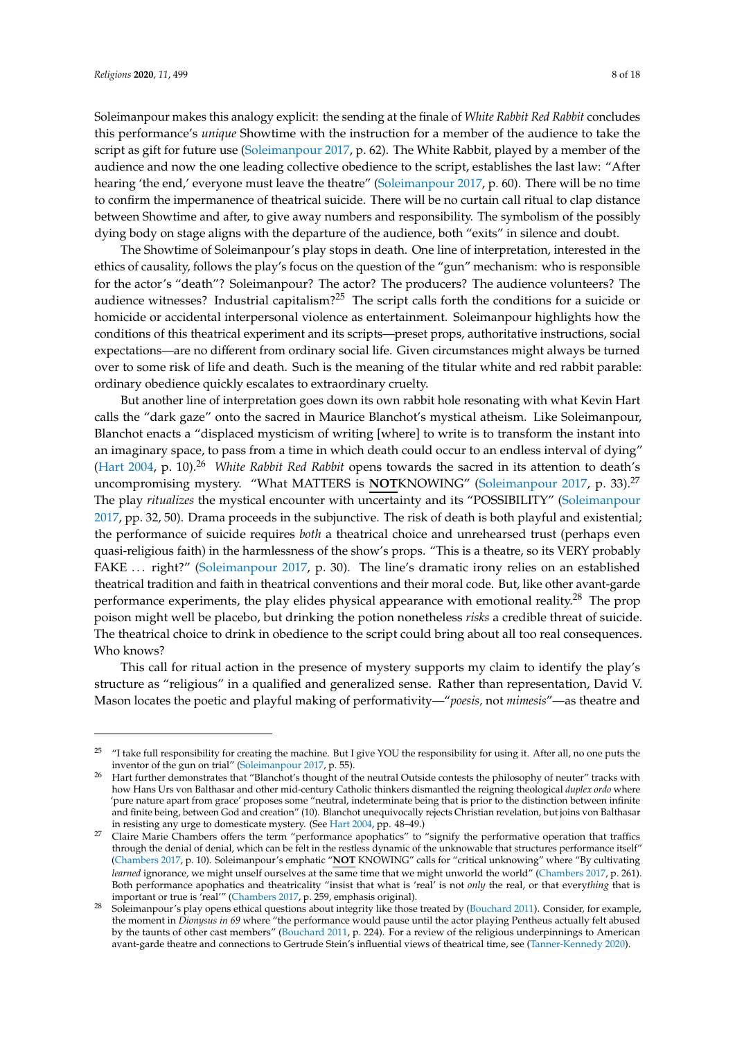Soleimanpour makes this analogy explicit: the sending at the finale of *White Rabbit Red Rabbit* concludes this performance's *unique* Showtime with the instruction for a member of the audience to take the script as gift for future use (Soleimanpour 2017, p. 62). The White Rabbit, played by a member of the audience and now the one leading collective obedience to the script, establishes the last law: "After hearing 'the end,' everyone must leave the theatre" (Soleimanpour 2017, p. 60). There will be no time to confirm the impermanence of theatrical suicide. There will be no curtain call ritual to clap distance between Showtime and after, to give away numbers and responsibility. The symbolism of the possibly dying body on stage aligns with the departure of the audience, both "exits" in silence and doubt.

The Showtime of Soleimanpour's play stops in death. One line of interpretation, interested in the ethics of causality, follows the play's focus on the question of the "gun" mechanism: who is responsible for the actor's "death"? Soleimanpour? The actor? The producers? The audience volunteers? The audience witnesses? Industrial capitalism?[25] The script calls forth the conditions for a suicide or homicide or accidental interpersonal violence as entertainment. Soleimanpour highlights how the conditions of this theatrical experiment and its scripts—preset props, authoritative instructions, social expectations—are no different from ordinary social life. Given circumstances might always be turned over to some risk of life and death. Such is the meaning of the titular white and red rabbit parable: ordinary obedience quickly escalates to extraordinary cruelty.

But another line of interpretation goes down its own rabbit hole resonating with what Kevin Hart calls the "dark gaze" onto the sacred in Maurice Blanchot's mystical atheism. Like Soleimanpour, Blanchot enacts a "displaced mysticism of writing [where] to write is to transform the instant into an imaginary space, to pass from a time in which death could occur to an endless interval of dying" (Hart 2004, p. 10).[26] *White Rabbit Red Rabbit* opens towards the sacred in its attention to death's uncompromising mystery. "What MATTERS is **NOT**KNOWING" (Soleimanpour 2017, p. 33).[27] The play *ritualizes* the mystical encounter with uncertainty and its "POSSIBILITY" (Soleimanpour 2017, pp. 32, 50). Drama proceeds in the subjunctive. The risk of death is both playful and existential; the performance of suicide requires *both* a theatrical choice and unrehearsed trust (perhaps even quasi-religious faith) in the harmlessness of the show's props. "This is a theatre, so its VERY probably FAKE ... right?" (Soleimanpour 2017, p. 30). The line's dramatic irony relies on an established theatrical tradition and faith in theatrical conventions and their moral code. But, like other avant-garde performance experiments, the play elides physical appearance with emotional reality.[28] The prop poison might well be placebo, but drinking the potion nonetheless *risks* a credible threat of suicide. The theatrical choice to drink in obedience to the script could bring about all too real consequences. Who knows?

This call for ritual action in the presence of mystery supports my claim to identify the play's structure as "religious" in a qualified and generalized sense. Rather than representation, David V. Mason locates the poetic and playful making of performativity—"*poesis,* not *mimesis*"—as theatre and

---

[25] "I take full responsibility for creating the machine. But I give YOU the responsibility for using it. After all, no one puts the inventor of the gun on trial" (Soleimanpour 2017, p. 55).

[26] Hart further demonstrates that "Blanchot's thought of the neutral Outside contests the philosophy of neuter" tracks with how Hans Urs von Balthasar and other mid-century Catholic thinkers dismantled the reigning theological *duplex ordo* where 'pure nature apart from grace' proposes some "neutral, indeterminate being that is prior to the distinction between infinite and finite being, between God and creation" (10). Blanchot unequivocally rejects Christian revelation, but joins von Balthasar in resisting any urge to domesticate mystery. (See Hart 2004, pp. 48–49.)

[27] Claire Marie Chambers offers the term "performance apophatics" to "signify the performative operation that traffics through the denial of denial, which can be felt in the restless dynamic of the unknowable that structures performance itself" (Chambers 2017, p. 10). Soleimanpour's emphatic "**NOT** KNOWING" calls for "critical unknowing" where "By cultivating *learned* ignorance, we might unself ourselves at the same time that we might unworld the world" (Chambers 2017, p. 261). Both performance apophatics and theatricality "insist that what is 'real' is not *only* the real, or that every*thing* that is important or true is 'real'" (Chambers 2017, p. 259, emphasis original).

[28] Soleimanpour's play opens ethical questions about integrity like those treated by (Bouchard 2011). Consider, for example, the moment in *Dionysus in 69* where "the performance would pause until the actor playing Pentheus actually felt abused by the taunts of other cast members" (Bouchard 2011, p. 224). For a review of the religious underpinnings to American avant-garde theatre and connections to Gertrude Stein's influential views of theatrical time, see (Tanner-Kennedy 2020).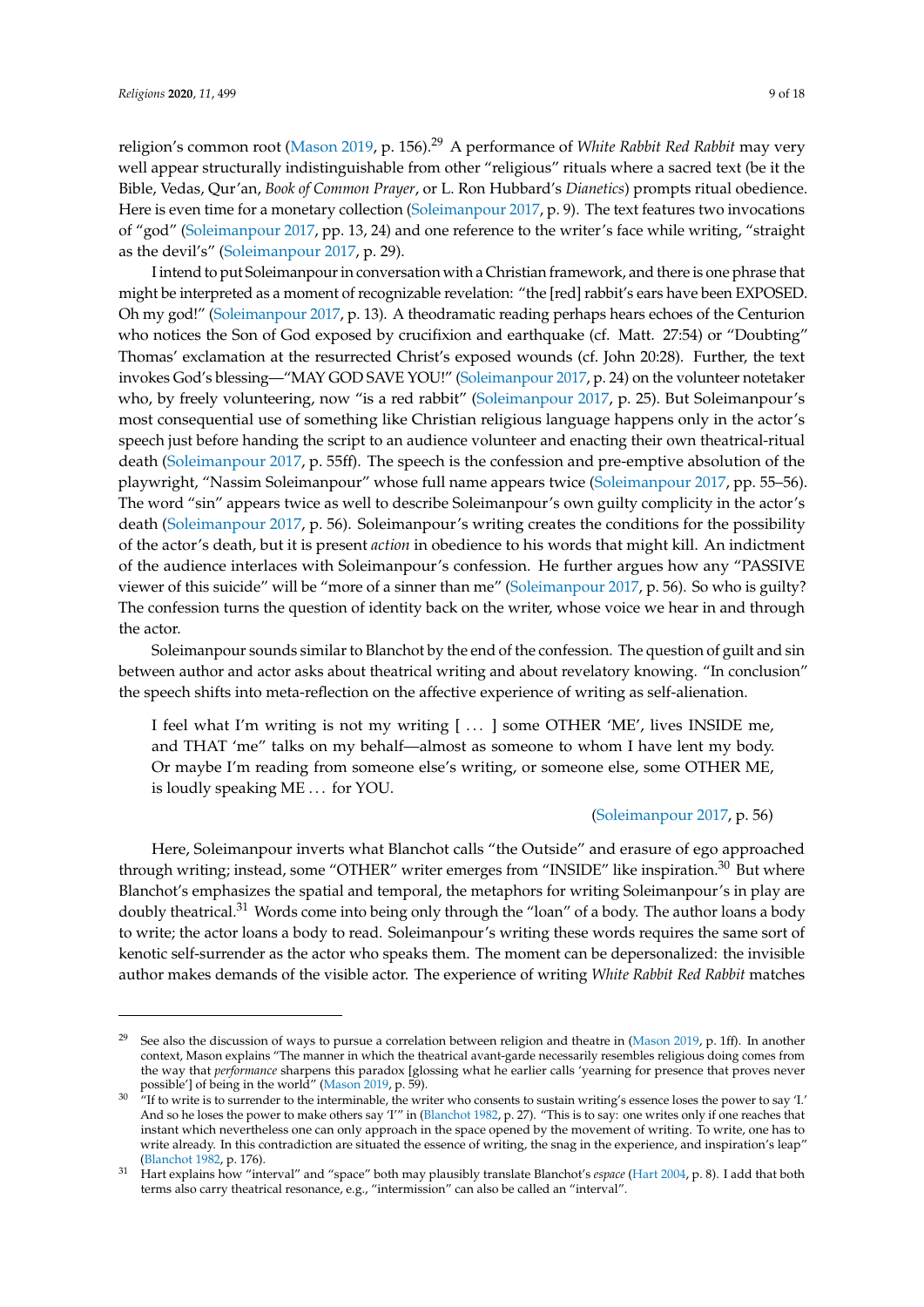religion's common root (Mason 2019, p. 156).[29] A performance of *White Rabbit Red Rabbit* may very well appear structurally indistinguishable from other "religious" rituals where a sacred text (be it the Bible, Vedas, Qur'an, *Book of Common Prayer*, or L. Ron Hubbard's *Dianetics*) prompts ritual obedience. Here is even time for a monetary collection (Soleimanpour 2017, p. 9). The text features two invocations of "god" (Soleimanpour 2017, pp. 13, 24) and one reference to the writer's face while writing, "straight as the devil's" (Soleimanpour 2017, p. 29).

I intend to put Soleimanpour in conversation with a Christian framework, and there is one phrase that might be interpreted as a moment of recognizable revelation: "the [red] rabbit's ears have been EXPOSED. Oh my god!" (Soleimanpour 2017, p. 13). A theodramatic reading perhaps hears echoes of the Centurion who notices the Son of God exposed by crucifixion and earthquake (cf. Matt. 27:54) or "Doubting" Thomas' exclamation at the resurrected Christ's exposed wounds (cf. John 20:28). Further, the text invokes God's blessing—"MAY GOD SAVE YOU!" (Soleimanpour 2017, p. 24) on the volunteer notetaker who, by freely volunteering, now "is a red rabbit" (Soleimanpour 2017, p. 25). But Soleimanpour's most consequential use of something like Christian religious language happens only in the actor's speech just before handing the script to an audience volunteer and enacting their own theatrical-ritual death (Soleimanpour 2017, p. 55ff). The speech is the confession and pre-emptive absolution of the playwright, "Nassim Soleimanpour" whose full name appears twice (Soleimanpour 2017, pp. 55–56). The word "sin" appears twice as well to describe Soleimanpour's own guilty complicity in the actor's death (Soleimanpour 2017, p. 56). Soleimanpour's writing creates the conditions for the possibility of the actor's death, but it is present *action* in obedience to his words that might kill. An indictment of the audience interlaces with Soleimanpour's confession. He further argues how any "PASSIVE viewer of this suicide" will be "more of a sinner than me" (Soleimanpour 2017, p. 56). So who is guilty? The confession turns the question of identity back on the writer, whose voice we hear in and through the actor.

Soleimanpour sounds similar to Blanchot by the end of the confession. The question of guilt and sin between author and actor asks about theatrical writing and about revelatory knowing. "In conclusion" the speech shifts into meta-reflection on the affective experience of writing as self-alienation.

> I feel what I'm writing is not my writing [ ... ] some OTHER 'ME', lives INSIDE me, and THAT 'me" talks on my behalf—almost as someone to whom I have lent my body. Or maybe I'm reading from someone else's writing, or someone else, some OTHER ME, is loudly speaking ME ... for YOU.
>
> (Soleimanpour 2017, p. 56)

Here, Soleimanpour inverts what Blanchot calls "the Outside" and erasure of ego approached through writing; instead, some "OTHER" writer emerges from "INSIDE" like inspiration.[30] But where Blanchot's emphasizes the spatial and temporal, the metaphors for writing Soleimanpour's in play are doubly theatrical.[31] Words come into being only through the "loan" of a body. The author loans a body to write; the actor loans a body to read. Soleimanpour's writing these words requires the same sort of kenotic self-surrender as the actor who speaks them. The moment can be depersonalized: the invisible author makes demands of the visible actor. The experience of writing *White Rabbit Red Rabbit* matches

---

[29] See also the discussion of ways to pursue a correlation between religion and theatre in (Mason 2019, p. 1ff). In another context, Mason explains "The manner in which the theatrical avant-garde necessarily resembles religious doing comes from the way that *performance* sharpens this paradox [glossing what he earlier calls 'yearning for presence that proves never possible'] of being in the world" (Mason 2019, p. 59).

[30] "If to write is to surrender to the interminable, the writer who consents to sustain writing's essence loses the power to say 'I.' And so he loses the power to make others say 'I'" in (Blanchot 1982, p. 27). "This is to say: one writes only if one reaches that instant which nevertheless one can only approach in the space opened by the movement of writing. To write, one has to write already. In this contradiction are situated the essence of writing, the snag in the experience, and inspiration's leap" (Blanchot 1982, p. 176).

[31] Hart explains how "interval" and "space" both may plausibly translate Blanchot's *espace* (Hart 2004, p. 8). I add that both terms also carry theatrical resonance, e.g., "intermission" can also be called an "interval".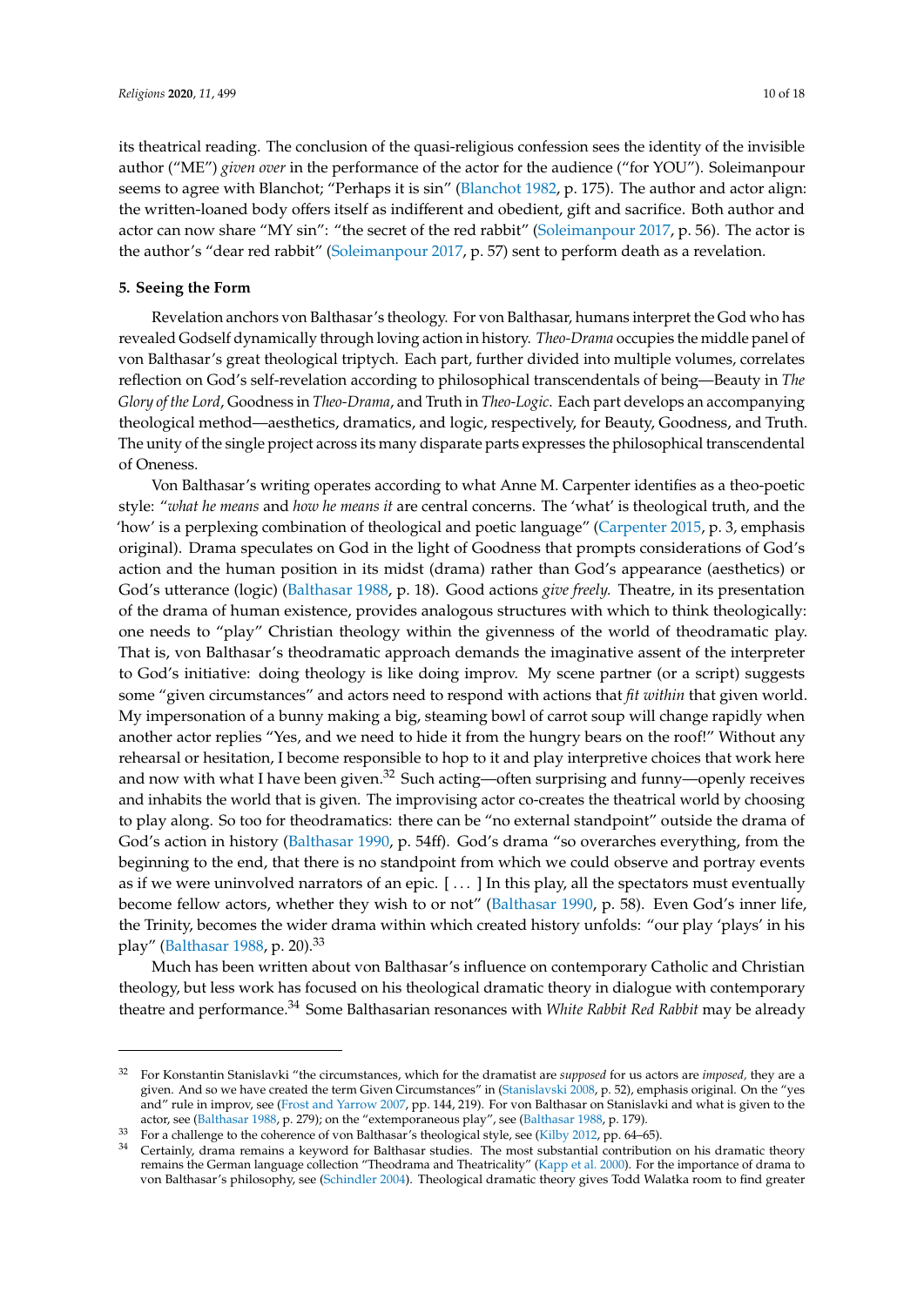its theatrical reading. The conclusion of the quasi-religious confession sees the identity of the invisible author ("ME") *given over* in the performance of the actor for the audience ("for YOU"). Soleimanpour seems to agree with Blanchot; "Perhaps it is sin" (Blanchot 1982, p. 175). The author and actor align: the written-loaned body offers itself as indifferent and obedient, gift and sacrifice. Both author and actor can now share "MY sin": "the secret of the red rabbit" (Soleimanpour 2017, p. 56). The actor is the author's "dear red rabbit" (Soleimanpour 2017, p. 57) sent to perform death as a revelation.

## 5. Seeing the Form

Revelation anchors von Balthasar's theology. For von Balthasar, humans interpret the God who has revealed Godself dynamically through loving action in history. *Theo-Drama* occupies the middle panel of von Balthasar's great theological triptych. Each part, further divided into multiple volumes, correlates reflection on God's self-revelation according to philosophical transcendentals of being—Beauty in *The Glory of the Lord*, Goodness in *Theo-Drama*, and Truth in *Theo-Logic*. Each part develops an accompanying theological method—aesthetics, dramatics, and logic, respectively, for Beauty, Goodness, and Truth. The unity of the single project across its many disparate parts expresses the philosophical transcendental of Oneness.

Von Balthasar's writing operates according to what Anne M. Carpenter identifies as a theo-poetic style: "*what he means* and *how he means it* are central concerns. The 'what' is theological truth, and the 'how' is a perplexing combination of theological and poetic language" (Carpenter 2015, p. 3, emphasis original). Drama speculates on God in the light of Goodness that prompts considerations of God's action and the human position in its midst (drama) rather than God's appearance (aesthetics) or God's utterance (logic) (Balthasar 1988, p. 18). Good actions *give freely*. Theatre, in its presentation of the drama of human existence, provides analogous structures with which to think theologically: one needs to "play" Christian theology within the givenness of the world of theodramatic play. That is, von Balthasar's theodramatic approach demands the imaginative assent of the interpreter to God's initiative: doing theology is like doing improv. My scene partner (or a script) suggests some "given circumstances" and actors need to respond with actions that *fit within* that given world. My impersonation of a bunny making a big, steaming bowl of carrot soup will change rapidly when another actor replies "Yes, and we need to hide it from the hungry bears on the roof!" Without any rehearsal or hesitation, I become responsible to hop to it and play interpretive choices that work here and now with what I have been given.[32] Such acting—often surprising and funny—openly receives and inhabits the world that is given. The improvising actor co-creates the theatrical world by choosing to play along. So too for theodramatics: there can be "no external standpoint" outside the drama of God's action in history (Balthasar 1990, p. 54ff). God's drama "so overarches everything, from the beginning to the end, that there is no standpoint from which we could observe and portray events as if we were uninvolved narrators of an epic. [ . . . ] In this play, all the spectators must eventually become fellow actors, whether they wish to or not" (Balthasar 1990, p. 58). Even God's inner life, the Trinity, becomes the wider drama within which created history unfolds: "our play 'plays' in his play" (Balthasar 1988, p. 20).[33]

Much has been written about von Balthasar's influence on contemporary Catholic and Christian theology, but less work has focused on his theological dramatic theory in dialogue with contemporary theatre and performance.[34] Some Balthasarian resonances with *White Rabbit Red Rabbit* may be already

---

[32] For Konstantin Stanislavki "the circumstances, which for the dramatist are *supposed* for us actors are *imposed*, they are a given. And so we have created the term Given Circumstances" in (Stanislavski 2008, p. 52), emphasis original. On the "yes and" rule in improv, see (Frost and Yarrow 2007, pp. 144, 219). For von Balthasar on Stanislavki and what is given to the actor, see (Balthasar 1988, p. 279); on the "extemporaneous play", see (Balthasar 1988, p. 179).

[33] For a challenge to the coherence of von Balthasar's theological style, see (Kilby 2012, pp. 64–65).

[34] Certainly, drama remains a keyword for Balthasar studies. The most substantial contribution on his dramatic theory remains the German language collection "Theodrama and Theatricality" (Kapp et al. 2000). For the importance of drama to von Balthasar's philosophy, see (Schindler 2004). Theological dramatic theory gives Todd Walatka room to find greater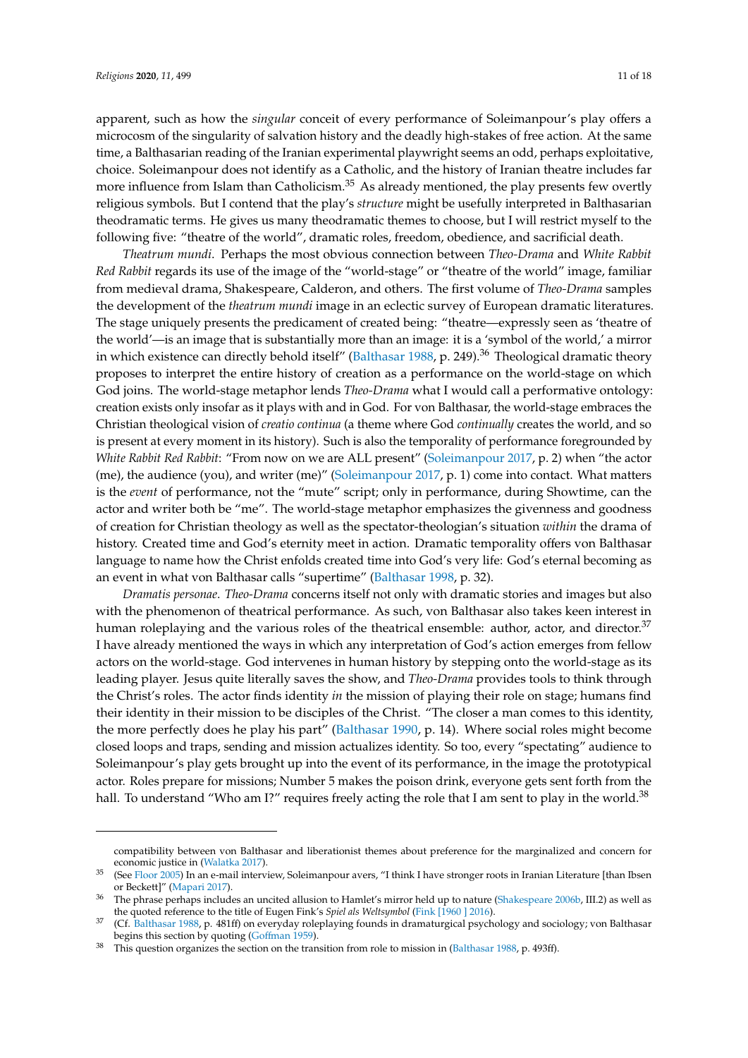apparent, such as how the *singular* conceit of every performance of Soleimanpour's play offers a microcosm of the singularity of salvation history and the deadly high-stakes of free action. At the same time, a Balthasarian reading of the Iranian experimental playwright seems an odd, perhaps exploitative, choice. Soleimanpour does not identify as a Catholic, and the history of Iranian theatre includes far more influence from Islam than Catholicism.[35] As already mentioned, the play presents few overtly religious symbols. But I contend that the play's *structure* might be usefully interpreted in Balthasarian theodramatic terms. He gives us many theodramatic themes to choose, but I will restrict myself to the following five: "theatre of the world", dramatic roles, freedom, obedience, and sacrificial death.

*Theatrum mundi*. Perhaps the most obvious connection between *Theo-Drama* and *White Rabbit Red Rabbit* regards its use of the image of the "world-stage" or "theatre of the world" image, familiar from medieval drama, Shakespeare, Calderon, and others. The first volume of *Theo-Drama* samples the development of the *theatrum mundi* image in an eclectic survey of European dramatic literatures. The stage uniquely presents the predicament of created being: "theatre—expressly seen as 'theatre of the world'—is an image that is substantially more than an image: it is a 'symbol of the world,' a mirror in which existence can directly behold itself" (Balthasar 1988, p. 249).[36] Theological dramatic theory proposes to interpret the entire history of creation as a performance on the world-stage on which God joins. The world-stage metaphor lends *Theo-Drama* what I would call a performative ontology: creation exists only insofar as it plays with and in God. For von Balthasar, the world-stage embraces the Christian theological vision of *creatio continua* (a theme where God *continually* creates the world, and so is present at every moment in its history). Such is also the temporality of performance foregrounded by *White Rabbit Red Rabbit*: "From now on we are ALL present" (Soleimanpour 2017, p. 2) when "the actor (me), the audience (you), and writer (me)" (Soleimanpour 2017, p. 1) come into contact. What matters is the *event* of performance, not the "mute" script; only in performance, during Showtime, can the actor and writer both be "me". The world-stage metaphor emphasizes the givenness and goodness of creation for Christian theology as well as the spectator-theologian's situation *within* the drama of history. Created time and God's eternity meet in action. Dramatic temporality offers von Balthasar language to name how the Christ enfolds created time into God's very life: God's eternal becoming as an event in what von Balthasar calls "supertime" (Balthasar 1998, p. 32).

*Dramatis personae*. *Theo-Drama* concerns itself not only with dramatic stories and images but also with the phenomenon of theatrical performance. As such, von Balthasar also takes keen interest in human roleplaying and the various roles of the theatrical ensemble: author, actor, and director.[37] I have already mentioned the ways in which any interpretation of God's action emerges from fellow actors on the world-stage. God intervenes in human history by stepping onto the world-stage as its leading player. Jesus quite literally saves the show, and *Theo-Drama* provides tools to think through the Christ's roles. The actor finds identity *in* the mission of playing their role on stage; humans find their identity in their mission to be disciples of the Christ. "The closer a man comes to this identity, the more perfectly does he play his part" (Balthasar 1990, p. 14). Where social roles might become closed loops and traps, sending and mission actualizes identity. So too, every "spectating" audience to Soleimanpour's play gets brought up into the event of its performance, in the image the prototypical actor. Roles prepare for missions; Number 5 makes the poison drink, everyone gets sent forth from the hall. To understand "Who am I?" requires freely acting the role that I am sent to play in the world.[38]

---

compatibility between von Balthasar and liberationist themes about preference for the marginalized and concern for economic justice in (Walatka 2017).

[35] (See Floor 2005) In an e-mail interview, Soleimanpour avers, "I think I have stronger roots in Iranian Literature [than Ibsen or Beckett]" (Mapari 2017).

[36] The phrase perhaps includes an uncited allusion to Hamlet's mirror held up to nature (Shakespeare 2006b, III.2) as well as the quoted reference to the title of Eugen Fink's *Spiel als Weltsymbol* (Fink [1960 ] 2016).

[37] (Cf. Balthasar 1988, p. 481ff) on everyday roleplaying founds in dramaturgical psychology and sociology; von Balthasar begins this section by quoting (Goffman 1959).

[38] This question organizes the section on the transition from role to mission in (Balthasar 1988, p. 493ff).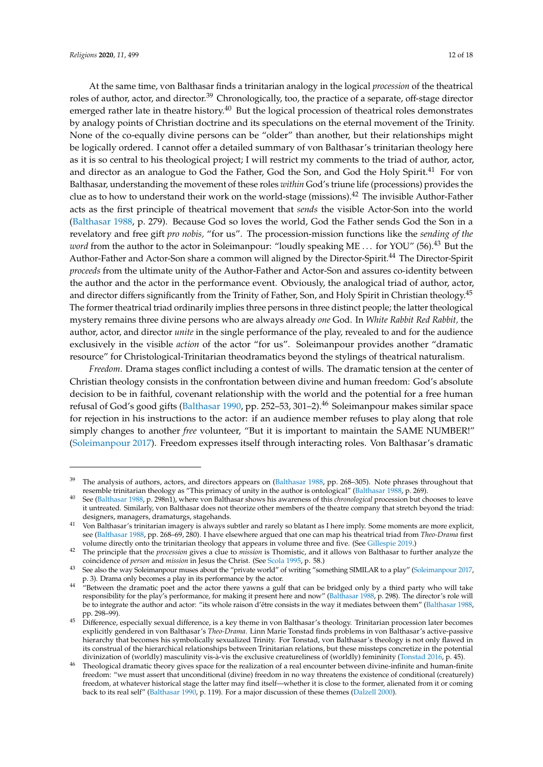At the same time, von Balthasar finds a trinitarian analogy in the logical *procession* of the theatrical roles of author, actor, and director.[39] Chronologically, too, the practice of a separate, off-stage director emerged rather late in theatre history.[40] But the logical procession of theatrical roles demonstrates by analogy points of Christian doctrine and its speculations on the eternal movement of the Trinity. None of the co-equally divine persons can be "older" than another, but their relationships might be logically ordered. I cannot offer a detailed summary of von Balthasar's trinitarian theology here as it is so central to his theological project; I will restrict my comments to the triad of author, actor, and director as an analogue to God the Father, God the Son, and God the Holy Spirit.[41] For von Balthasar, understanding the movement of these roles *within* God's triune life (processions) provides the clue as to how to understand their work on the world-stage (missions).[42] The invisible Author-Father acts as the first principle of theatrical movement that *sends* the visible Actor-Son into the world (Balthasar 1988, p. 279). Because God so loves the world, God the Father sends God the Son in a revelatory and free gift *pro nobis,* "for us". The procession-mission functions like the *sending of the word* from the author to the actor in Soleimanpour: "loudly speaking ME ... for YOU" (56).[43] But the Author-Father and Actor-Son share a common will aligned by the Director-Spirit.[44] The Director-Spirit *proceeds* from the ultimate unity of the Author-Father and Actor-Son and assures co-identity between the author and the actor in the performance event. Obviously, the analogical triad of author, actor, and director differs significantly from the Trinity of Father, Son, and Holy Spirit in Christian theology.[45] The former theatrical triad ordinarily implies three persons in three distinct people; the latter theological mystery remains three divine persons who are always already *one* God. In *White Rabbit Red Rabbit,* the author, actor, and director *unite* in the single performance of the play, revealed to and for the audience exclusively in the visible *action* of the actor "for us". Soleimanpour provides another "dramatic resource" for Christological-Trinitarian theodramatics beyond the stylings of theatrical naturalism.

*Freedom*. Drama stages conflict including a contest of wills. The dramatic tension at the center of Christian theology consists in the confrontation between divine and human freedom: God's absolute decision to be in faithful, covenant relationship with the world and the potential for a free human refusal of God's good gifts (Balthasar 1990, pp. 252–53, 301–2).[46] Soleimanpour makes similar space for rejection in his instructions to the actor: if an audience member refuses to play along that role simply changes to another *free* volunteer, "But it is important to maintain the SAME NUMBER!" (Soleimanpour 2017). Freedom expresses itself through interacting roles. Von Balthasar's dramatic

---

[39] The analysis of authors, actors, and directors appears on (Balthasar 1988, pp. 268–305). Note phrases throughout that resemble trinitarian theology as "This primacy of unity in the author is ontological" (Balthasar 1988, p. 269).

[40] See (Balthasar 1988, p. 298n1), where von Balthasar shows his awareness of this *chronological* procession but chooses to leave it untreated. Similarly, von Balthasar does not theorize other members of the theatre company that stretch beyond the triad: designers, managers, dramaturgs, stagehands.

[41] Von Balthasar's trinitarian imagery is always subtler and rarely so blatant as I here imply. Some moments are more explicit, see (Balthasar 1988, pp. 268–69, 280). I have elsewhere argued that one can map his theatrical triad from *Theo-Drama* first volume directly onto the trinitarian theology that appears in volume three and five. (See Gillespie 2019.)

[42] The principle that the *procession* gives a clue to *mission* is Thomistic, and it allows von Balthasar to further analyze the coincidence of *person* and *mission* in Jesus the Christ. (See Scola 1995, p. 58.)

[43] See also the way Soleimanpour muses about the "private world" of writing "something SIMILAR to a play" (Soleimanpour 2017, p. 3). Drama only becomes a play in its performance by the actor.

[44] "Between the dramatic poet and the actor there yawns a gulf that can be bridged only by a third party who will take responsibility for the play's performance, for making it present here and now" (Balthasar 1988, p. 298). The director's role will be to integrate the author and actor: "its whole raison d'être consists in the way it mediates between them" (Balthasar 1988, pp. 298–99).

[45] Difference, especially sexual difference, is a key theme in von Balthasar's theology. Trinitarian procession later becomes explicitly gendered in von Balthasar's *Theo-Drama*. Linn Marie Tonstad finds problems in von Balthasar's active-passive hierarchy that becomes his symbolically sexualized Trinity. For Tonstad, von Balthasar's theology is not only flawed in its construal of the hierarchical relationships between Trinitarian relations, but these missteps concretize in the potential divinization of (worldly) masculinity vis-à-vis the exclusive creatureliness of (worldly) femininity (Tonstad 2016, p. 45).

[46] Theological dramatic theory gives space for the realization of a real encounter between divine-infinite and human-finite freedom: "we must assert that unconditional (divine) freedom in no way threatens the existence of conditional (creaturely) freedom, at whatever historical stage the latter may find itself—whether it is close to the former, alienated from it or coming back to its real self" (Balthasar 1990, p. 119). For a major discussion of these themes (Dalzell 2000).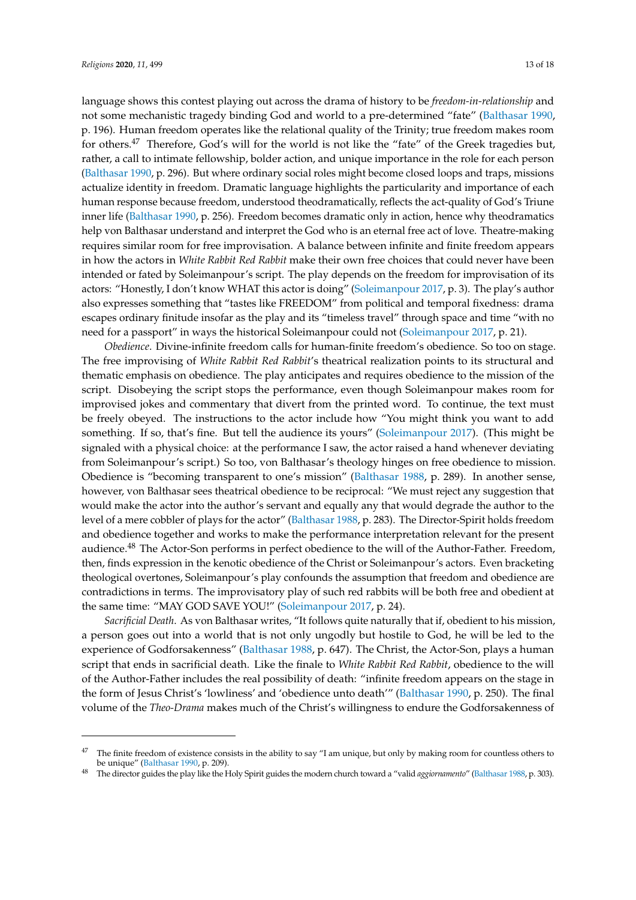language shows this contest playing out across the drama of history to be *freedom-in-relationship* and not some mechanistic tragedy binding God and world to a pre-determined "fate" (Balthasar 1990, p. 196). Human freedom operates like the relational quality of the Trinity; true freedom makes room for others.[47] Therefore, God's will for the world is not like the "fate" of the Greek tragedies but, rather, a call to intimate fellowship, bolder action, and unique importance in the role for each person (Balthasar 1990, p. 296). But where ordinary social roles might become closed loops and traps, missions actualize identity in freedom. Dramatic language highlights the particularity and importance of each human response because freedom, understood theodramatically, reflects the act-quality of God's Triune inner life (Balthasar 1990, p. 256). Freedom becomes dramatic only in action, hence why theodramatics help von Balthasar understand and interpret the God who is an eternal free act of love. Theatre-making requires similar room for free improvisation. A balance between infinite and finite freedom appears in how the actors in *White Rabbit Red Rabbit* make their own free choices that could never have been intended or fated by Soleimanpour's script. The play depends on the freedom for improvisation of its actors: "Honestly, I don't know WHAT this actor is doing" (Soleimanpour 2017, p. 3). The play's author also expresses something that "tastes like FREEDOM" from political and temporal fixedness: drama escapes ordinary finitude insofar as the play and its "timeless travel" through space and time "with no need for a passport" in ways the historical Soleimanpour could not (Soleimanpour 2017, p. 21).

*Obedience*. Divine-infinite freedom calls for human-finite freedom's obedience. So too on stage. The free improvising of *White Rabbit Red Rabbit*'s theatrical realization points to its structural and thematic emphasis on obedience. The play anticipates and requires obedience to the mission of the script. Disobeying the script stops the performance, even though Soleimanpour makes room for improvised jokes and commentary that divert from the printed word. To continue, the text must be freely obeyed. The instructions to the actor include how "You might think you want to add something. If so, that's fine. But tell the audience its yours" (Soleimanpour 2017). (This might be signaled with a physical choice: at the performance I saw, the actor raised a hand whenever deviating from Soleimanpour's script.) So too, von Balthasar's theology hinges on free obedience to mission. Obedience is "becoming transparent to one's mission" (Balthasar 1988, p. 289). In another sense, however, von Balthasar sees theatrical obedience to be reciprocal: "We must reject any suggestion that would make the actor into the author's servant and equally any that would degrade the author to the level of a mere cobbler of plays for the actor" (Balthasar 1988, p. 283). The Director-Spirit holds freedom and obedience together and works to make the performance interpretation relevant for the present audience.[48] The Actor-Son performs in perfect obedience to the will of the Author-Father. Freedom, then, finds expression in the kenotic obedience of the Christ or Soleimanpour's actors. Even bracketing theological overtones, Soleimanpour's play confounds the assumption that freedom and obedience are contradictions in terms. The improvisatory play of such red rabbits will be both free and obedient at the same time: "MAY GOD SAVE YOU!" (Soleimanpour 2017, p. 24).

*Sacrificial Death*. As von Balthasar writes, "It follows quite naturally that if, obedient to his mission, a person goes out into a world that is not only ungodly but hostile to God, he will be led to the experience of Godforsakenness" (Balthasar 1988, p. 647). The Christ, the Actor-Son, plays a human script that ends in sacrificial death. Like the finale to *White Rabbit Red Rabbit*, obedience to the will of the Author-Father includes the real possibility of death: "infinite freedom appears on the stage in the form of Jesus Christ's 'lowliness' and 'obedience unto death'" (Balthasar 1990, p. 250). The final volume of the *Theo-Drama* makes much of the Christ's willingness to endure the Godforsakenness of

[47] The finite freedom of existence consists in the ability to say "I am unique, but only by making room for countless others to be unique" (Balthasar 1990, p. 209).

[48] The director guides the play like the Holy Spirit guides the modern church toward a "valid *aggiornamento*" (Balthasar 1988, p. 303).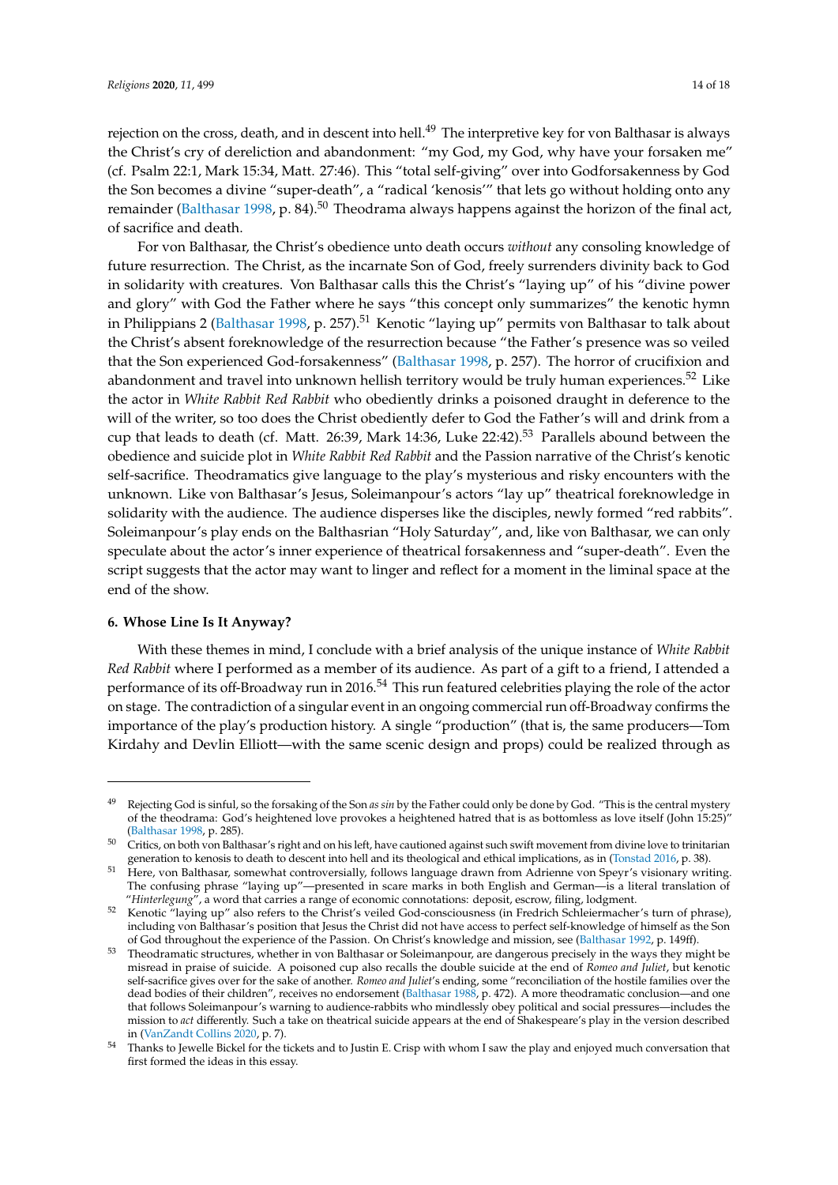rejection on the cross, death, and in descent into hell.[49] The interpretive key for von Balthasar is always the Christ's cry of dereliction and abandonment: "my God, my God, why have your forsaken me" (cf. Psalm 22:1, Mark 15:34, Matt. 27:46). This "total self-giving" over into Godforsakenness by God the Son becomes a divine "super-death", a "radical 'kenosis'" that lets go without holding onto any remainder (Balthasar 1998, p. 84).[50] Theodrama always happens against the horizon of the final act, of sacrifice and death.

For von Balthasar, the Christ's obedience unto death occurs *without* any consoling knowledge of future resurrection. The Christ, as the incarnate Son of God, freely surrenders divinity back to God in solidarity with creatures. Von Balthasar calls this the Christ's "laying up" of his "divine power and glory" with God the Father where he says "this concept only summarizes" the kenotic hymn in Philippians 2 (Balthasar 1998, p. 257).[51] Kenotic "laying up" permits von Balthasar to talk about the Christ's absent foreknowledge of the resurrection because "the Father's presence was so veiled that the Son experienced God-forsakenness" (Balthasar 1998, p. 257). The horror of crucifixion and abandonment and travel into unknown hellish territory would be truly human experiences.[52] Like the actor in *White Rabbit Red Rabbit* who obediently drinks a poisoned draught in deference to the will of the writer, so too does the Christ obediently defer to God the Father's will and drink from a cup that leads to death (cf. Matt. 26:39, Mark 14:36, Luke 22:42).[53] Parallels abound between the obedience and suicide plot in *White Rabbit Red Rabbit* and the Passion narrative of the Christ's kenotic self-sacrifice. Theodramatics give language to the play's mysterious and risky encounters with the unknown. Like von Balthasar's Jesus, Soleimanpour's actors "lay up" theatrical foreknowledge in solidarity with the audience. The audience disperses like the disciples, newly formed "red rabbits". Soleimanpour's play ends on the Balthasrian "Holy Saturday", and, like von Balthasar, we can only speculate about the actor's inner experience of theatrical forsakenness and "super-death". Even the script suggests that the actor may want to linger and reflect for a moment in the liminal space at the end of the show.

### 6. Whose Line Is It Anyway?

With these themes in mind, I conclude with a brief analysis of the unique instance of *White Rabbit Red Rabbit* where I performed as a member of its audience. As part of a gift to a friend, I attended a performance of its off-Broadway run in 2016.[54] This run featured celebrities playing the role of the actor on stage. The contradiction of a singular event in an ongoing commercial run off-Broadway confirms the importance of the play's production history. A single "production" (that is, the same producers—Tom Kirdahy and Devlin Elliott—with the same scenic design and props) could be realized through as

---

[49] Rejecting God is sinful, so the forsaking of the Son *as sin* by the Father could only be done by God. "This is the central mystery of the theodrama: God's heightened love provokes a heightened hatred that is as bottomless as love itself (John 15:25)" (Balthasar 1998, p. 285).

[50] Critics, on both von Balthasar's right and on his left, have cautioned against such swift movement from divine love to trinitarian generation to kenosis to death to descent into hell and its theological and ethical implications, as in (Tonstad 2016, p. 38).

[51] Here, von Balthasar, somewhat controversially, follows language drawn from Adrienne von Speyr's visionary writing. The confusing phrase "laying up"—presented in scare marks in both English and German—is a literal translation of "*Hinterlegung*", a word that carries a range of economic connotations: deposit, escrow, filing, lodgment.

[52] Kenotic "laying up" also refers to the Christ's veiled God-consciousness (in Fredrich Schleiermacher's turn of phrase), including von Balthasar's position that Jesus the Christ did not have access to perfect self-knowledge of himself as the Son of God throughout the experience of the Passion. On Christ's knowledge and mission, see (Balthasar 1992, p. 149ff).

[53] Theodramatic structures, whether in von Balthasar or Soleimanpour, are dangerous precisely in the ways they might be misread in praise of suicide. A poisoned cup also recalls the double suicide at the end of *Romeo and Juliet*, but kenotic self-sacrifice gives over for the sake of another. *Romeo and Juliet*'s ending, some "reconciliation of the hostile families over the dead bodies of their children", receives no endorsement (Balthasar 1988, p. 472). A more theodramatic conclusion—and one that follows Soleimanpour's warning to audience-rabbits who mindlessly obey political and social pressures—includes the mission to *act* differently. Such a take on theatrical suicide appears at the end of Shakespeare's play in the version described in (VanZandt Collins 2020, p. 7).

[54] Thanks to Jewelle Bickel for the tickets and to Justin E. Crisp with whom I saw the play and enjoyed much conversation that first formed the ideas in this essay.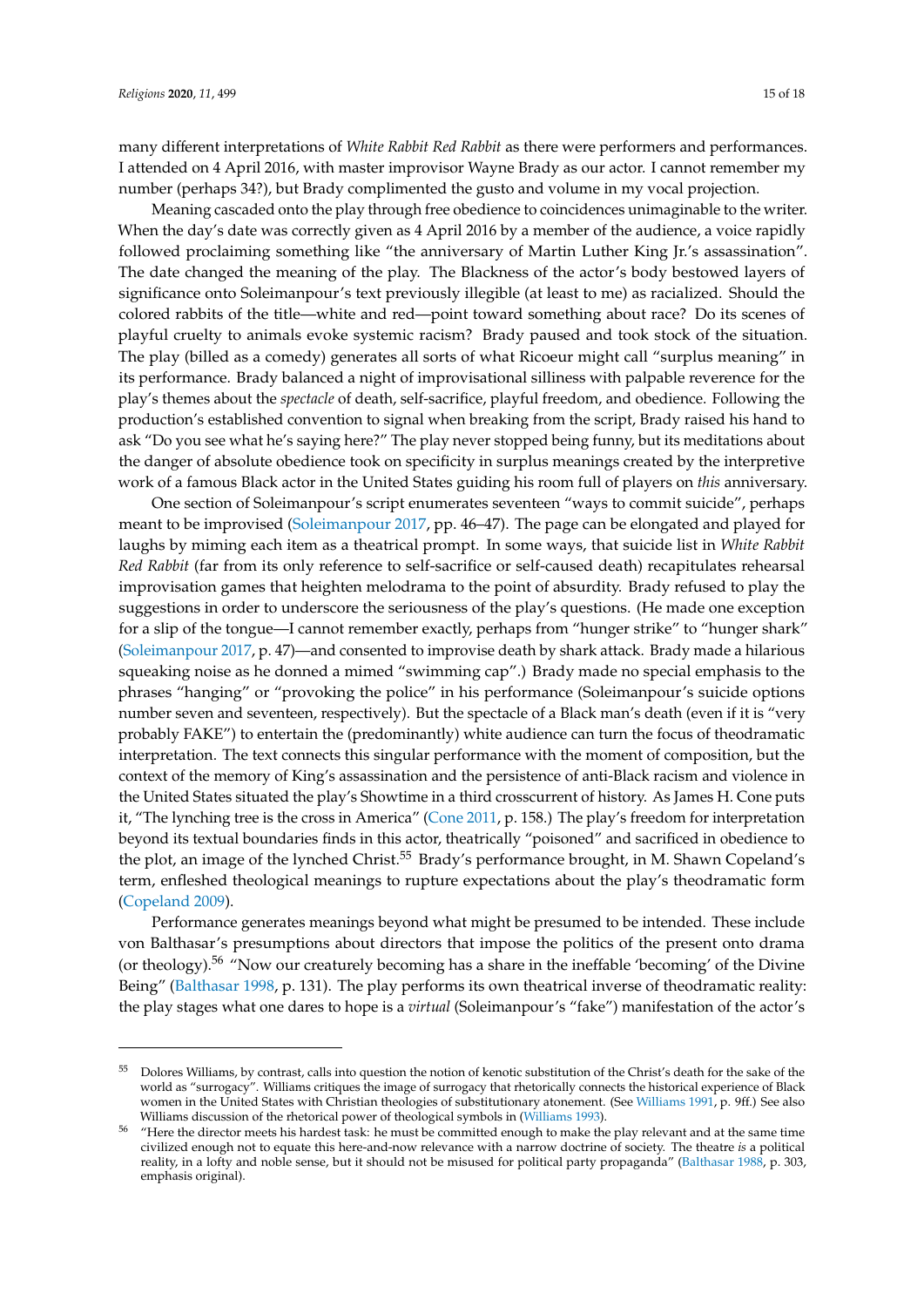many different interpretations of *White Rabbit Red Rabbit* as there were performers and performances. I attended on 4 April 2016, with master improvisor Wayne Brady as our actor. I cannot remember my number (perhaps 34?), but Brady complimented the gusto and volume in my vocal projection.

Meaning cascaded onto the play through free obedience to coincidences unimaginable to the writer. When the day's date was correctly given as 4 April 2016 by a member of the audience, a voice rapidly followed proclaiming something like "the anniversary of Martin Luther King Jr.'s assassination". The date changed the meaning of the play. The Blackness of the actor's body bestowed layers of significance onto Soleimanpour's text previously illegible (at least to me) as racialized. Should the colored rabbits of the title—white and red—point toward something about race? Do its scenes of playful cruelty to animals evoke systemic racism? Brady paused and took stock of the situation. The play (billed as a comedy) generates all sorts of what Ricoeur might call "surplus meaning" in its performance. Brady balanced a night of improvisational silliness with palpable reverence for the play's themes about the *spectacle* of death, self-sacrifice, playful freedom, and obedience. Following the production's established convention to signal when breaking from the script, Brady raised his hand to ask "Do you see what he's saying here?" The play never stopped being funny, but its meditations about the danger of absolute obedience took on specificity in surplus meanings created by the interpretive work of a famous Black actor in the United States guiding his room full of players on *this* anniversary.

One section of Soleimanpour's script enumerates seventeen "ways to commit suicide", perhaps meant to be improvised (Soleimanpour 2017, pp. 46–47). The page can be elongated and played for laughs by miming each item as a theatrical prompt. In some ways, that suicide list in *White Rabbit Red Rabbit* (far from its only reference to self-sacrifice or self-caused death) recapitulates rehearsal improvisation games that heighten melodrama to the point of absurdity. Brady refused to play the suggestions in order to underscore the seriousness of the play's questions. (He made one exception for a slip of the tongue—I cannot remember exactly, perhaps from "hunger strike" to "hunger shark" (Soleimanpour 2017, p. 47)—and consented to improvise death by shark attack. Brady made a hilarious squeaking noise as he donned a mimed "swimming cap".) Brady made no special emphasis to the phrases "hanging" or "provoking the police" in his performance (Soleimanpour's suicide options number seven and seventeen, respectively). But the spectacle of a Black man's death (even if it is "very probably FAKE") to entertain the (predominantly) white audience can turn the focus of theodramatic interpretation. The text connects this singular performance with the moment of composition, but the context of the memory of King's assassination and the persistence of anti-Black racism and violence in the United States situated the play's Showtime in a third crosscurrent of history. As James H. Cone puts it, "The lynching tree is the cross in America" (Cone 2011, p. 158.) The play's freedom for interpretation beyond its textual boundaries finds in this actor, theatrically "poisoned" and sacrificed in obedience to the plot, an image of the lynched Christ.[55] Brady's performance brought, in M. Shawn Copeland's term, enfleshed theological meanings to rupture expectations about the play's theodramatic form (Copeland 2009).

Performance generates meanings beyond what might be presumed to be intended. These include von Balthasar's presumptions about directors that impose the politics of the present onto drama (or theology).[56] "Now our creaturely becoming has a share in the ineffable 'becoming' of the Divine Being" (Balthasar 1998, p. 131). The play performs its own theatrical inverse of theodramatic reality: the play stages what one dares to hope is a *virtual* (Soleimanpour's "fake") manifestation of the actor's

---

[55] Dolores Williams, by contrast, calls into question the notion of kenotic substitution of the Christ's death for the sake of the world as "surrogacy". Williams critiques the image of surrogacy that rhetorically connects the historical experience of Black women in the United States with Christian theologies of substitutionary atonement. (See Williams 1991, p. 9ff.) See also Williams discussion of the rhetorical power of theological symbols in (Williams 1993).

[56] "Here the director meets his hardest task: he must be committed enough to make the play relevant and at the same time civilized enough not to equate this here-and-now relevance with a narrow doctrine of society. The theatre *is* a political reality, in a lofty and noble sense, but it should not be misused for political party propaganda" (Balthasar 1988, p. 303, emphasis original).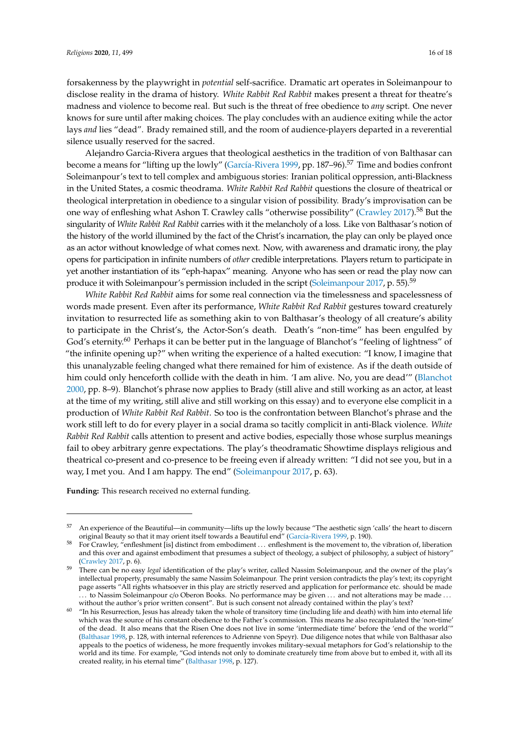forsakenness by the playwright in *potential* self-sacrifice. Dramatic art operates in Soleimanpour to disclose reality in the drama of history. *White Rabbit Red Rabbit* makes present a threat for theatre's madness and violence to become real. But such is the threat of free obedience to *any* script. One never knows for sure until after making choices. The play concludes with an audience exiting while the actor lays *and* lies "dead". Brady remained still, and the room of audience-players departed in a reverential silence usually reserved for the sacred.

Alejandro Garcia-Rivera argues that theological aesthetics in the tradition of von Balthasar can become a means for "lifting up the lowly" (García-Rivera 1999, pp. 187–96).[57] Time and bodies confront Soleimanpour's text to tell complex and ambiguous stories: Iranian political oppression, anti-Blackness in the United States, a cosmic theodrama. *White Rabbit Red Rabbit* questions the closure of theatrical or theological interpretation in obedience to a singular vision of possibility. Brady's improvisation can be one way of enfleshing what Ashon T. Crawley calls "otherwise possibility" (Crawley 2017).[58] But the singularity of *White Rabbit Red Rabbit* carries with it the melancholy of a loss. Like von Balthasar's notion of the history of the world illumined by the fact of the Christ's incarnation, the play can only be played once as an actor without knowledge of what comes next. Now, with awareness and dramatic irony, the play opens for participation in infinite numbers of *other* credible interpretations. Players return to participate in yet another instantiation of its "eph-hapax" meaning. Anyone who has seen or read the play now can produce it with Soleimanpour's permission included in the script (Soleimanpour 2017, p. 55).[59]

*White Rabbit Red Rabbit* aims for some real connection via the timelessness and spacelessness of words made present. Even after its performance, *White Rabbit Red Rabbit* gestures toward creaturely invitation to resurrected life as something akin to von Balthasar's theology of all creature's ability to participate in the Christ's, the Actor-Son's death. Death's "non-time" has been engulfed by God's eternity.[60] Perhaps it can be better put in the language of Blanchot's "feeling of lightness" of "the infinite opening up?" when writing the experience of a halted execution: "I know, I imagine that this unanalyzable feeling changed what there remained for him of existence. As if the death outside of him could only henceforth collide with the death in him. 'I am alive. No, you are dead'" (Blanchot 2000, pp. 8–9). Blanchot's phrase now applies to Brady (still alive and still working as an actor, at least at the time of my writing, still alive and still working on this essay) and to everyone else complicit in a production of *White Rabbit Red Rabbit*. So too is the confrontation between Blanchot's phrase and the work still left to do for every player in a social drama so tacitly complicit in anti-Black violence. *White Rabbit Red Rabbit* calls attention to present and active bodies, especially those whose surplus meanings fail to obey arbitrary genre expectations. The play's theodramatic Showtime displays religious and theatrical co-present and co-presence to be freeing even if already written: "I did not see you, but in a way, I met you. And I am happy. The end" (Soleimanpour 2017, p. 63).

**Funding:** This research received no external funding.

---

[57] An experience of the Beautiful—in community—lifts up the lowly because "The aesthetic sign 'calls' the heart to discern original Beauty so that it may orient itself towards a Beautiful end" (García-Rivera 1999, p. 190).

[58] For Crawley, "enfleshment [is] distinct from embodiment ... enfleshment is the movement to, the vibration of, liberation and this over and against embodiment that presumes a subject of theology, a subject of philosophy, a subject of history" (Crawley 2017, p. 6).

[59] There can be no easy *legal* identification of the play's writer, called Nassim Soleimanpour, and the owner of the play's intellectual property, presumably the same Nassim Soleimanpour. The print version contradicts the play's text; its copyright page asserts "All rights whatsoever in this play are strictly reserved and application for performance etc. should be made ... to Nassim Soleimanpour c/o Oberon Books. No performance may be given ... and not alterations may be made ... without the author's prior written consent". But is such consent not already contained within the play's text?

[60] "In his Resurrection, Jesus has already taken the whole of transitory time (including life and death) with him into eternal life which was the source of his constant obedience to the Father's commission. This means he also recapitulated the 'non-time' of the dead. It also means that the Risen One does not live in some 'intermediate time' before the 'end of the world'" (Balthasar 1998, p. 128, with internal references to Adrienne von Speyr). Due diligence notes that while von Balthasar also appeals to the poetics of wideness, he more frequently invokes military-sexual metaphors for God's relationship to the world and its time. For example, "God intends not only to dominate creaturely time from above but to embed it, with all its created reality, in his eternal time" (Balthasar 1998, p. 127).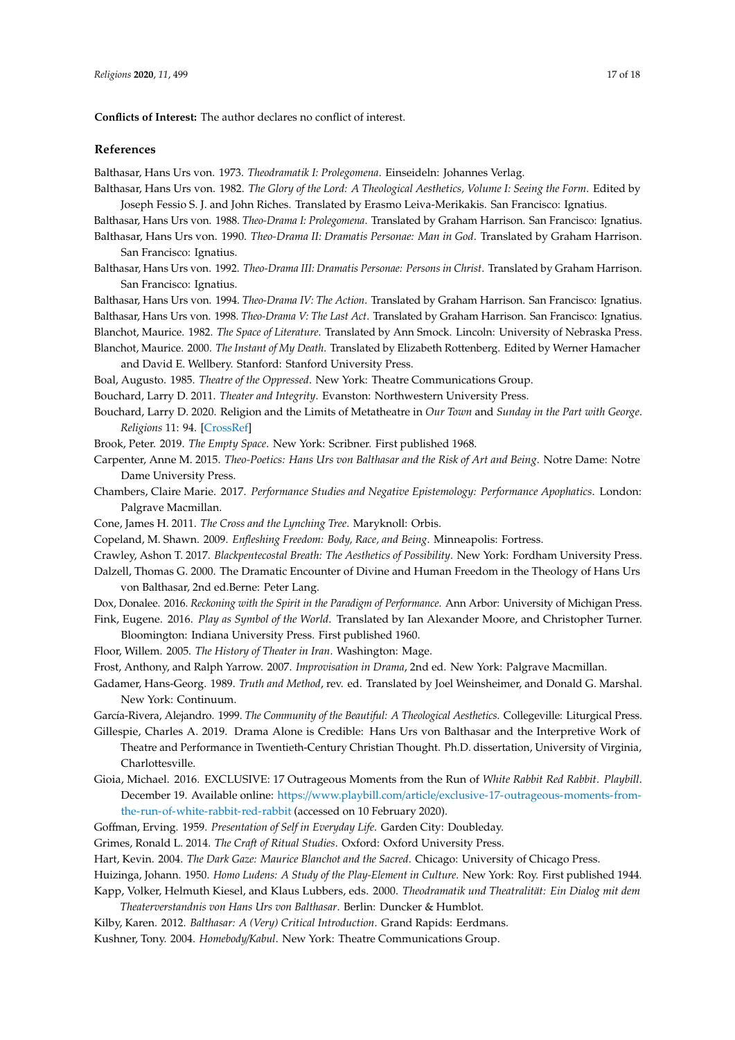**Conflicts of Interest:** The author declares no conflict of interest.

## References

Balthasar, Hans Urs von. 1973. *Theodramatik I: Prolegomena*. Einseideln: Johannes Verlag.

Balthasar, Hans Urs von. 1982. *The Glory of the Lord: A Theological Aesthetics, Volume I: Seeing the Form*. Edited by Joseph Fessio S. J. and John Riches. Translated by Erasmo Leiva-Merikakis. San Francisco: Ignatius.

Balthasar, Hans Urs von. 1988. *Theo-Drama I: Prolegomena*. Translated by Graham Harrison. San Francisco: Ignatius.

Balthasar, Hans Urs von. 1990. *Theo-Drama II: Dramatis Personae: Man in God*. Translated by Graham Harrison. San Francisco: Ignatius.

Balthasar, Hans Urs von. 1992. *Theo-Drama III: Dramatis Personae: Persons in Christ*. Translated by Graham Harrison. San Francisco: Ignatius.

Balthasar, Hans Urs von. 1994. *Theo-Drama IV: The Action*. Translated by Graham Harrison. San Francisco: Ignatius.

Balthasar, Hans Urs von. 1998. *Theo-Drama V: The Last Act*. Translated by Graham Harrison. San Francisco: Ignatius.

Blanchot, Maurice. 1982. *The Space of Literature*. Translated by Ann Smock. Lincoln: University of Nebraska Press.

Blanchot, Maurice. 2000. *The Instant of My Death*. Translated by Elizabeth Rottenberg. Edited by Werner Hamacher and David E. Wellbery. Stanford: Stanford University Press.

Boal, Augusto. 1985. *Theatre of the Oppressed*. New York: Theatre Communications Group.

Bouchard, Larry D. 2011. *Theater and Integrity*. Evanston: Northwestern University Press.

Bouchard, Larry D. 2020. Religion and the Limits of Metatheatre in *Our Town* and *Sunday in the Part with George*. *Religions* 11: 94. [CrossRef]

Brook, Peter. 2019. *The Empty Space*. New York: Scribner. First published 1968.

Carpenter, Anne M. 2015. *Theo-Poetics: Hans Urs von Balthasar and the Risk of Art and Being*. Notre Dame: Notre Dame University Press.

Chambers, Claire Marie. 2017. *Performance Studies and Negative Epistemology: Performance Apophatics*. London: Palgrave Macmillan.

Cone, James H. 2011. *The Cross and the Lynching Tree*. Maryknoll: Orbis.

Copeland, M. Shawn. 2009. *Enfleshing Freedom: Body, Race, and Being*. Minneapolis: Fortress.

Crawley, Ashon T. 2017. *Blackpentecostal Breath: The Aesthetics of Possibility*. New York: Fordham University Press.

Dalzell, Thomas G. 2000. The Dramatic Encounter of Divine and Human Freedom in the Theology of Hans Urs von Balthasar, 2nd ed.Berne: Peter Lang.

Dox, Donalee. 2016. *Reckoning with the Spirit in the Paradigm of Performance*. Ann Arbor: University of Michigan Press.

Fink, Eugene. 2016. *Play as Symbol of the World*. Translated by Ian Alexander Moore, and Christopher Turner. Bloomington: Indiana University Press. First published 1960.

Floor, Willem. 2005. *The History of Theater in Iran*. Washington: Mage.

Frost, Anthony, and Ralph Yarrow. 2007. *Improvisation in Drama*, 2nd ed. New York: Palgrave Macmillan.

Gadamer, Hans-Georg. 1989. *Truth and Method*, rev. ed. Translated by Joel Weinsheimer, and Donald G. Marshal. New York: Continuum.

García-Rivera, Alejandro. 1999. *The Community of the Beautiful: A Theological Aesthetics*. Collegeville: Liturgical Press.

Gillespie, Charles A. 2019. Drama Alone is Credible: Hans Urs von Balthasar and the Interpretive Work of Theatre and Performance in Twentieth-Century Christian Thought. Ph.D. dissertation, University of Virginia, Charlottesville.

Gioia, Michael. 2016. EXCLUSIVE: 17 Outrageous Moments from the Run of *White Rabbit Red Rabbit*. *Playbill*. December 19. Available online: https://www.playbill.com/article/exclusive-17-outrageous-moments-from-the-run-of-white-rabbit-red-rabbit (accessed on 10 February 2020).

Goffman, Erving. 1959. *Presentation of Self in Everyday Life*. Garden City: Doubleday.

Grimes, Ronald L. 2014. *The Craft of Ritual Studies*. Oxford: Oxford University Press.

Hart, Kevin. 2004. *The Dark Gaze: Maurice Blanchot and the Sacred*. Chicago: University of Chicago Press.

Huizinga, Johann. 1950. *Homo Ludens: A Study of the Play-Element in Culture*. New York: Roy. First published 1944.

Kapp, Volker, Helmuth Kiesel, and Klaus Lubbers, eds. 2000. *Theodramatik und Theatralität: Ein Dialog mit dem Theaterverstandnis von Hans Urs von Balthasar*. Berlin: Duncker & Humblot.

Kilby, Karen. 2012. *Balthasar: A (Very) Critical Introduction*. Grand Rapids: Eerdmans.

Kushner, Tony. 2004. *Homebody/Kabul*. New York: Theatre Communications Group.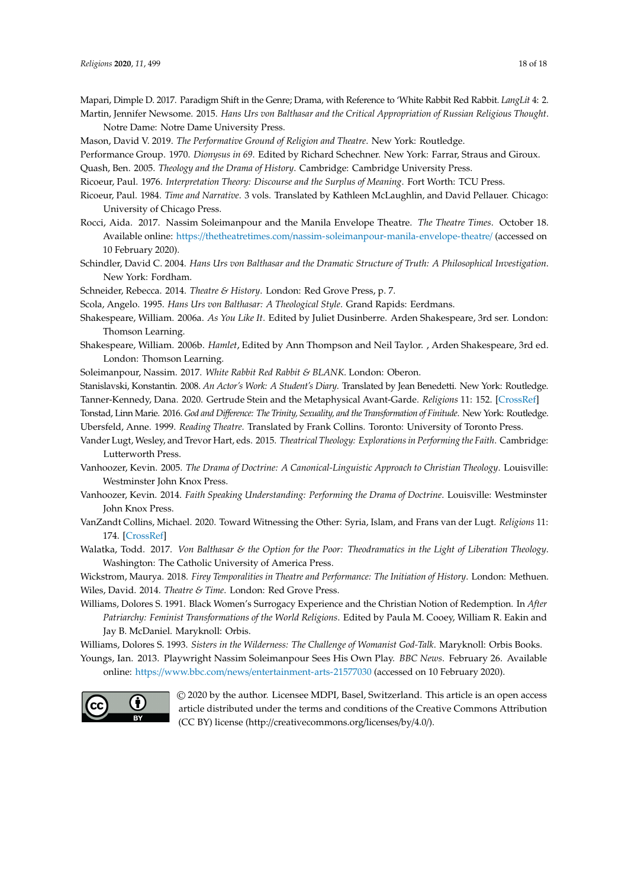Mapari, Dimple D. 2017. Paradigm Shift in the Genre; Drama, with Reference to 'White Rabbit Red Rabbit. *LangLit* 4: 2.

Martin, Jennifer Newsome. 2015. *Hans Urs von Balthasar and the Critical Appropriation of Russian Religious Thought*. Notre Dame: Notre Dame University Press.

Mason, David V. 2019. *The Performative Ground of Religion and Theatre*. New York: Routledge.

Performance Group. 1970. *Dionysus in 69*. Edited by Richard Schechner. New York: Farrar, Straus and Giroux.

Quash, Ben. 2005. *Theology and the Drama of History*. Cambridge: Cambridge University Press.

Ricoeur, Paul. 1976. *Interpretation Theory: Discourse and the Surplus of Meaning*. Fort Worth: TCU Press.

Ricoeur, Paul. 1984. *Time and Narrative*. 3 vols. Translated by Kathleen McLaughlin, and David Pellauer. Chicago: University of Chicago Press.

Rocci, Aida. 2017. Nassim Soleimanpour and the Manila Envelope Theatre. *The Theatre Times*. October 18. Available online: https://thetheatretimes.com/nassim-soleimanpour-manila-envelope-theatre/ (accessed on 10 February 2020).

Schindler, David C. 2004. *Hans Urs von Balthasar and the Dramatic Structure of Truth: A Philosophical Investigation*. New York: Fordham.

Schneider, Rebecca. 2014. *Theatre & History*. London: Red Grove Press, p. 7.

Scola, Angelo. 1995. *Hans Urs von Balthasar: A Theological Style*. Grand Rapids: Eerdmans.

Shakespeare, William. 2006a. *As You Like It*. Edited by Juliet Dusinberre. Arden Shakespeare, 3rd ser. London: Thomson Learning.

Shakespeare, William. 2006b. *Hamlet*, Edited by Ann Thompson and Neil Taylor. , Arden Shakespeare, 3rd ed. London: Thomson Learning.

Soleimanpour, Nassim. 2017. *White Rabbit Red Rabbit & BLANK*. London: Oberon.

Stanislavski, Konstantin. 2008. *An Actor's Work: A Student's Diary*. Translated by Jean Benedetti. New York: Routledge.

Tanner-Kennedy, Dana. 2020. Gertrude Stein and the Metaphysical Avant-Garde. *Religions* 11: 152. [CrossRef]

Tonstad, Linn Marie. 2016. *God and Difference: The Trinity, Sexuality, and the Transformation of Finitude*. New York: Routledge.

Ubersfeld, Anne. 1999. *Reading Theatre*. Translated by Frank Collins. Toronto: University of Toronto Press.

Vander Lugt, Wesley, and Trevor Hart, eds. 2015. *Theatrical Theology: Explorations in Performing the Faith*. Cambridge: Lutterworth Press.

Vanhoozer, Kevin. 2005. *The Drama of Doctrine: A Canonical-Linguistic Approach to Christian Theology*. Louisville: Westminster John Knox Press.

Vanhoozer, Kevin. 2014. *Faith Speaking Understanding: Performing the Drama of Doctrine*. Louisville: Westminster John Knox Press.

VanZandt Collins, Michael. 2020. Toward Witnessing the Other: Syria, Islam, and Frans van der Lugt. *Religions* 11: 174. [CrossRef]

Walatka, Todd. 2017. *Von Balthasar & the Option for the Poor: Theodramatics in the Light of Liberation Theology*. Washington: The Catholic University of America Press.

Wickstrom, Maurya. 2018. *Firey Temporalities in Theatre and Performance: The Initiation of History*. London: Methuen.

Wiles, David. 2014. *Theatre & Time*. London: Red Grove Press.

Williams, Dolores S. 1991. Black Women's Surrogacy Experience and the Christian Notion of Redemption. In *After Patriarchy: Feminist Transformations of the World Religions*. Edited by Paula M. Cooey, William R. Eakin and Jay B. McDaniel. Maryknoll: Orbis.

Williams, Dolores S. 1993. *Sisters in the Wilderness: The Challenge of Womanist God-Talk*. Maryknoll: Orbis Books.

Youngs, Ian. 2013. Playwright Nassim Soleimanpour Sees His Own Play. *BBC News*. February 26. Available online: https://www.bbc.com/news/entertainment-arts-21577030 (accessed on 10 February 2020).

© 2020 by the author. Licensee MDPI, Basel, Switzerland. This article is an open access article distributed under the terms and conditions of the Creative Commons Attribution (CC BY) license (http://creativecommons.org/licenses/by/4.0/).